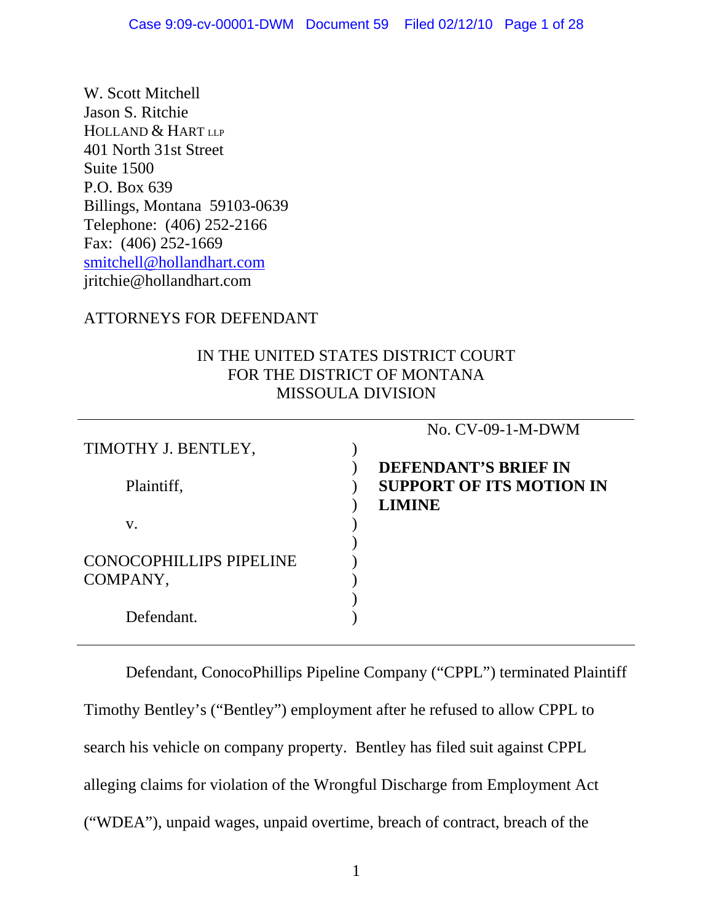W. Scott Mitchell
Jason S. Ritchie
HOLLAND & HART LLP
401 North 31st Street
Suite 1500
P.O. Box 639
Billings, Montana 59103-0639
Telephone: (406) 252-2166
Fax: (406) 252-1669
smitchell@hollandhart.com
jritchie@hollandhart.com

ATTORNEYS FOR DEFENDANT

IN THE UNITED STATES DISTRICT COURT
FOR THE DISTRICT OF MONTANA
MISSOULA DIVISION

| | | No. CV-09-1-M-DWM |
|---|---|---|
| TIMOTHY J. BENTLEY, | ) | |
| | ) | **DEFENDANT'S BRIEF IN** |
| Plaintiff, | ) | **SUPPORT OF ITS MOTION IN** |
| | ) | **LIMINE** |
| v. | ) | |
| | ) | |
| CONOCOPHILLIPS PIPELINE | ) | |
| COMPANY, | ) | |
| | ) | |
| Defendant. | ) | |

Defendant, ConocoPhillips Pipeline Company ("CPPL") terminated Plaintiff Timothy Bentley's ("Bentley") employment after he refused to allow CPPL to search his vehicle on company property. Bentley has filed suit against CPPL alleging claims for violation of the Wrongful Discharge from Employment Act ("WDEA"), unpaid wages, unpaid overtime, breach of contract, breach of the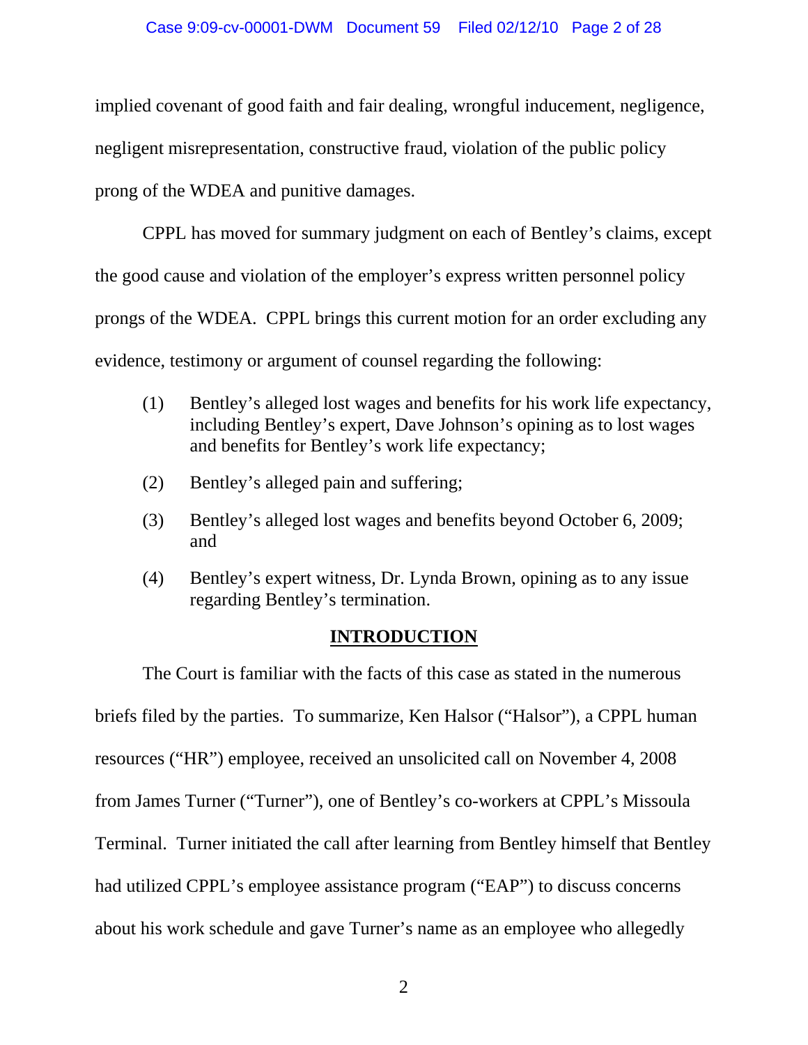implied covenant of good faith and fair dealing, wrongful inducement, negligence, negligent misrepresentation, constructive fraud, violation of the public policy prong of the WDEA and punitive damages.

CPPL has moved for summary judgment on each of Bentley's claims, except the good cause and violation of the employer's express written personnel policy prongs of the WDEA. CPPL brings this current motion for an order excluding any evidence, testimony or argument of counsel regarding the following:

(1) Bentley's alleged lost wages and benefits for his work life expectancy, including Bentley's expert, Dave Johnson's opining as to lost wages and benefits for Bentley's work life expectancy;

(2) Bentley's alleged pain and suffering;

(3) Bentley's alleged lost wages and benefits beyond October 6, 2009; and

(4) Bentley's expert witness, Dr. Lynda Brown, opining as to any issue regarding Bentley's termination.

## INTRODUCTION

The Court is familiar with the facts of this case as stated in the numerous briefs filed by the parties. To summarize, Ken Halsor ("Halsor"), a CPPL human resources ("HR") employee, received an unsolicited call on November 4, 2008 from James Turner ("Turner"), one of Bentley's co-workers at CPPL's Missoula Terminal. Turner initiated the call after learning from Bentley himself that Bentley had utilized CPPL's employee assistance program ("EAP") to discuss concerns about his work schedule and gave Turner's name as an employee who allegedly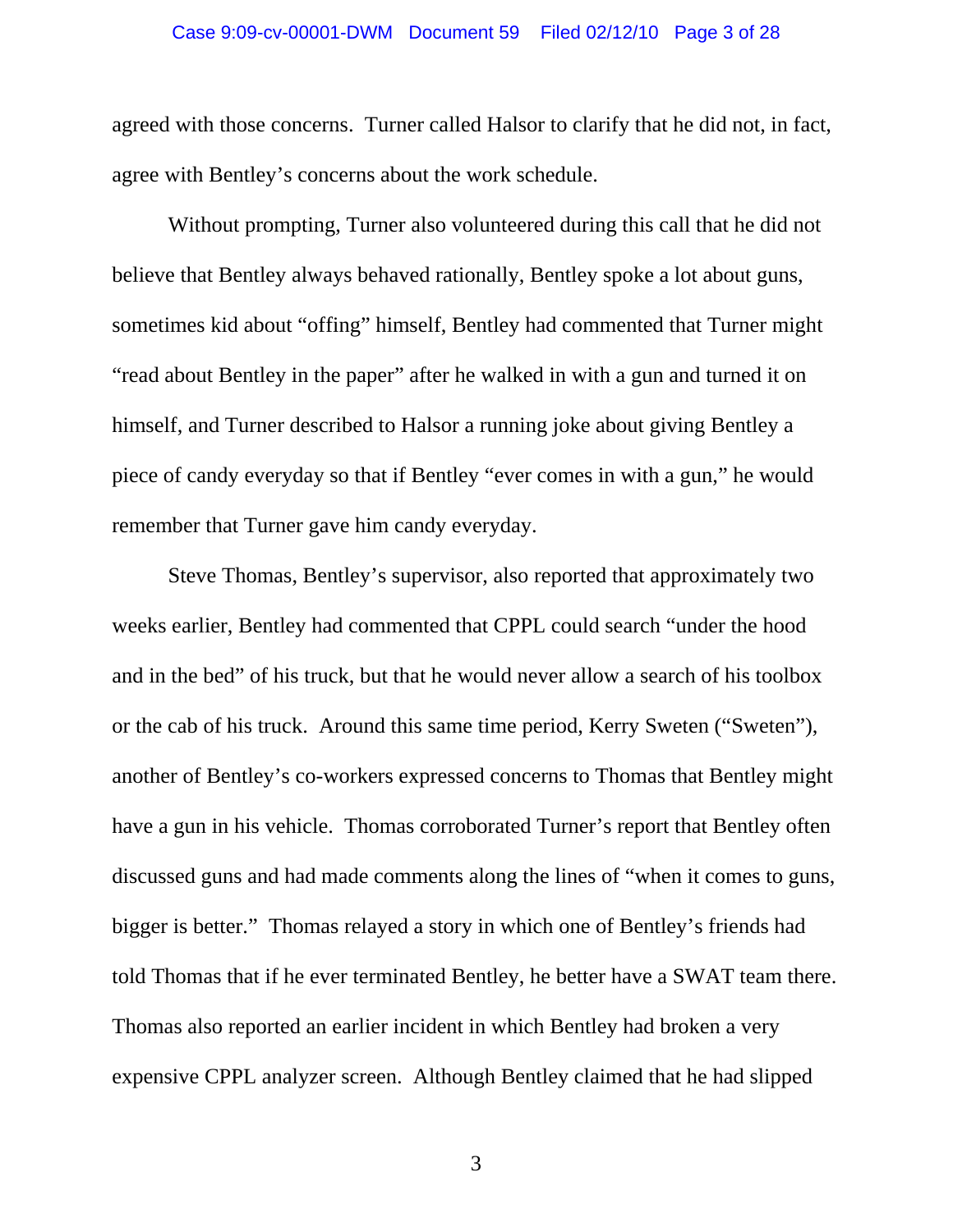agreed with those concerns. Turner called Halsor to clarify that he did not, in fact, agree with Bentley's concerns about the work schedule.

Without prompting, Turner also volunteered during this call that he did not believe that Bentley always behaved rationally, Bentley spoke a lot about guns, sometimes kid about "offing" himself, Bentley had commented that Turner might "read about Bentley in the paper" after he walked in with a gun and turned it on himself, and Turner described to Halsor a running joke about giving Bentley a piece of candy everyday so that if Bentley "ever comes in with a gun," he would remember that Turner gave him candy everyday.

Steve Thomas, Bentley's supervisor, also reported that approximately two weeks earlier, Bentley had commented that CPPL could search "under the hood and in the bed" of his truck, but that he would never allow a search of his toolbox or the cab of his truck. Around this same time period, Kerry Sweten ("Sweten"), another of Bentley's co-workers expressed concerns to Thomas that Bentley might have a gun in his vehicle. Thomas corroborated Turner's report that Bentley often discussed guns and had made comments along the lines of "when it comes to guns, bigger is better." Thomas relayed a story in which one of Bentley's friends had told Thomas that if he ever terminated Bentley, he better have a SWAT team there. Thomas also reported an earlier incident in which Bentley had broken a very expensive CPPL analyzer screen. Although Bentley claimed that he had slipped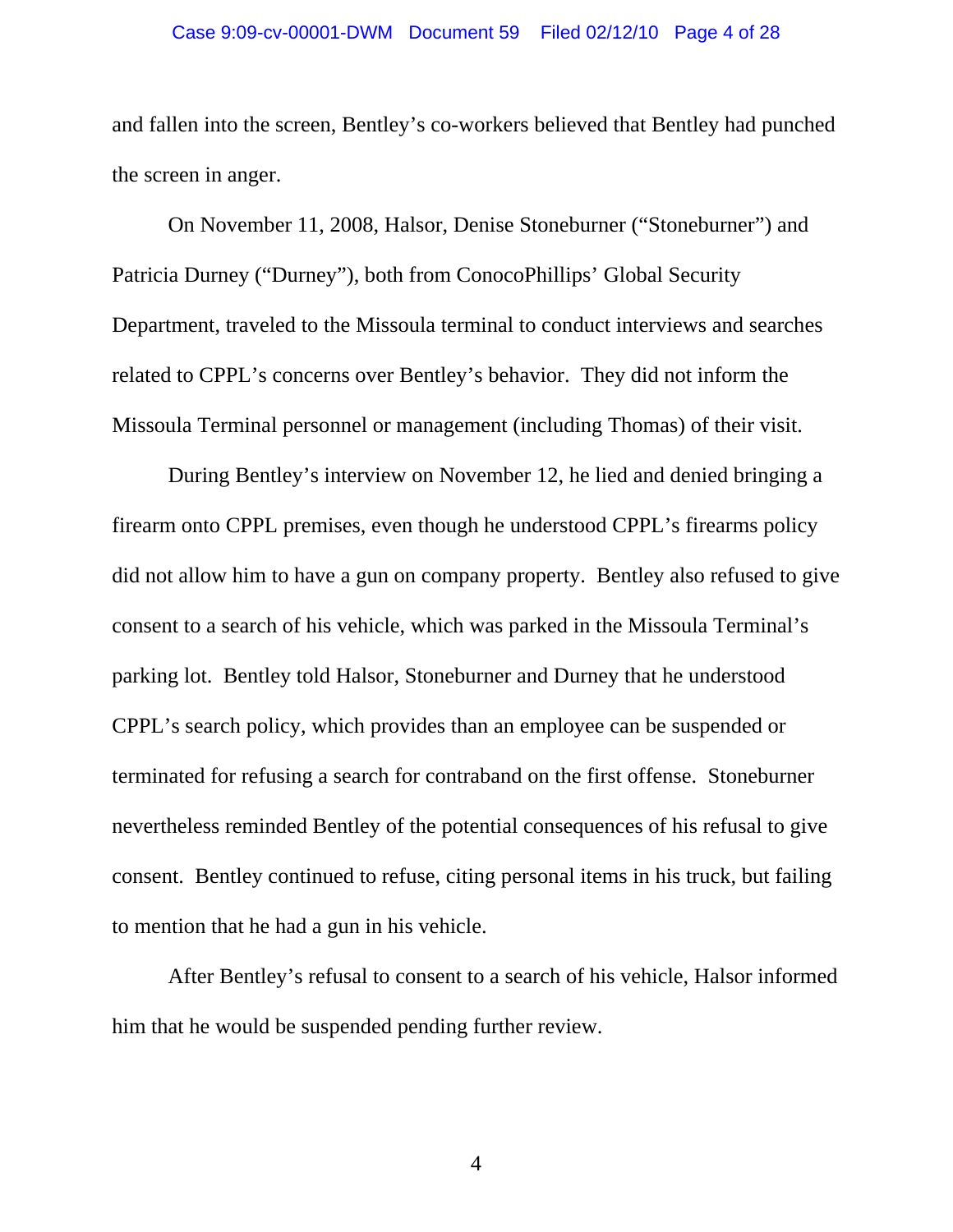and fallen into the screen, Bentley's co-workers believed that Bentley had punched the screen in anger.

On November 11, 2008, Halsor, Denise Stoneburner ("Stoneburner") and Patricia Durney ("Durney"), both from ConocoPhillips' Global Security Department, traveled to the Missoula terminal to conduct interviews and searches related to CPPL's concerns over Bentley's behavior. They did not inform the Missoula Terminal personnel or management (including Thomas) of their visit.

During Bentley's interview on November 12, he lied and denied bringing a firearm onto CPPL premises, even though he understood CPPL's firearms policy did not allow him to have a gun on company property. Bentley also refused to give consent to a search of his vehicle, which was parked in the Missoula Terminal's parking lot. Bentley told Halsor, Stoneburner and Durney that he understood CPPL's search policy, which provides than an employee can be suspended or terminated for refusing a search for contraband on the first offense. Stoneburner nevertheless reminded Bentley of the potential consequences of his refusal to give consent. Bentley continued to refuse, citing personal items in his truck, but failing to mention that he had a gun in his vehicle.

After Bentley's refusal to consent to a search of his vehicle, Halsor informed him that he would be suspended pending further review.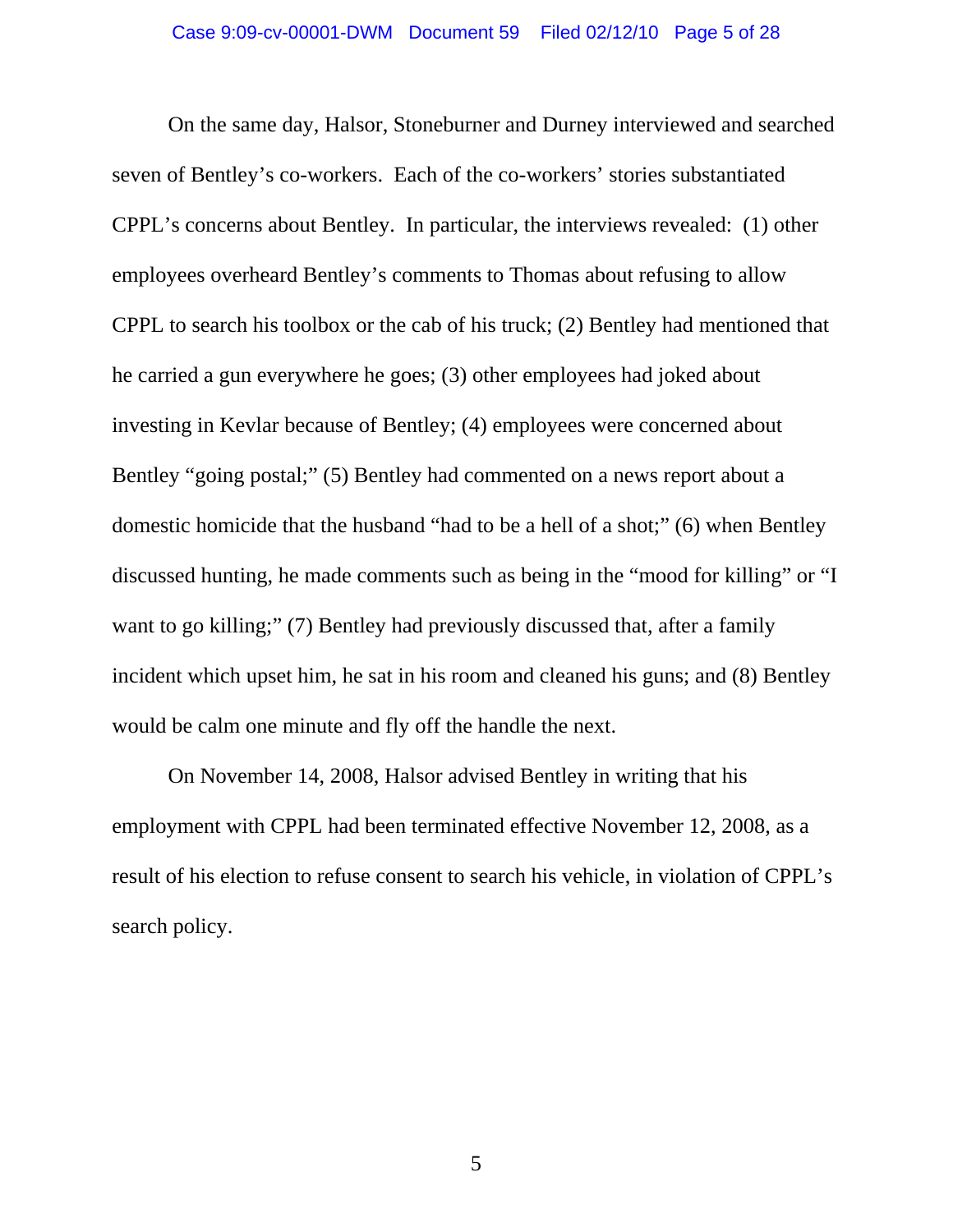On the same day, Halsor, Stoneburner and Durney interviewed and searched seven of Bentley's co-workers. Each of the co-workers' stories substantiated CPPL's concerns about Bentley. In particular, the interviews revealed: (1) other employees overheard Bentley's comments to Thomas about refusing to allow CPPL to search his toolbox or the cab of his truck; (2) Bentley had mentioned that he carried a gun everywhere he goes; (3) other employees had joked about investing in Kevlar because of Bentley; (4) employees were concerned about Bentley "going postal;" (5) Bentley had commented on a news report about a domestic homicide that the husband "had to be a hell of a shot;" (6) when Bentley discussed hunting, he made comments such as being in the "mood for killing" or "I want to go killing;" (7) Bentley had previously discussed that, after a family incident which upset him, he sat in his room and cleaned his guns; and (8) Bentley would be calm one minute and fly off the handle the next.

On November 14, 2008, Halsor advised Bentley in writing that his employment with CPPL had been terminated effective November 12, 2008, as a result of his election to refuse consent to search his vehicle, in violation of CPPL's search policy.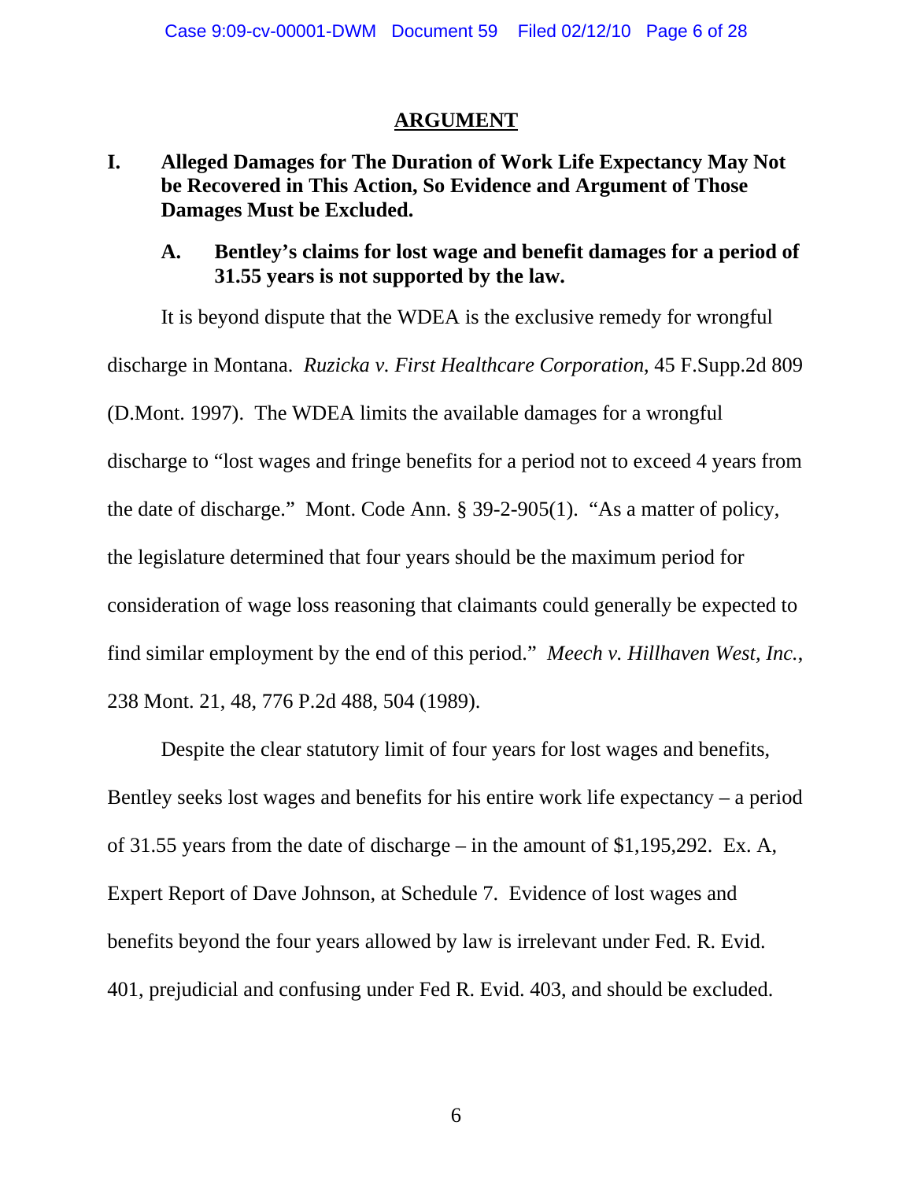## ARGUMENT

### I. Alleged Damages for The Duration of Work Life Expectancy May Not be Recovered in This Action, So Evidence and Argument of Those Damages Must be Excluded.

#### A. Bentley's claims for lost wage and benefit damages for a period of 31.55 years is not supported by the law.

It is beyond dispute that the WDEA is the exclusive remedy for wrongful discharge in Montana. *Ruzicka v. First Healthcare Corporation*, 45 F.Supp.2d 809 (D.Mont. 1997). The WDEA limits the available damages for a wrongful discharge to "lost wages and fringe benefits for a period not to exceed 4 years from the date of discharge." Mont. Code Ann. § 39-2-905(1). "As a matter of policy, the legislature determined that four years should be the maximum period for consideration of wage loss reasoning that claimants could generally be expected to find similar employment by the end of this period." *Meech v. Hillhaven West, Inc.*, 238 Mont. 21, 48, 776 P.2d 488, 504 (1989).

Despite the clear statutory limit of four years for lost wages and benefits, Bentley seeks lost wages and benefits for his entire work life expectancy – a period of 31.55 years from the date of discharge – in the amount of $1,195,292. Ex. A, Expert Report of Dave Johnson, at Schedule 7. Evidence of lost wages and benefits beyond the four years allowed by law is irrelevant under Fed. R. Evid. 401, prejudicial and confusing under Fed R. Evid. 403, and should be excluded.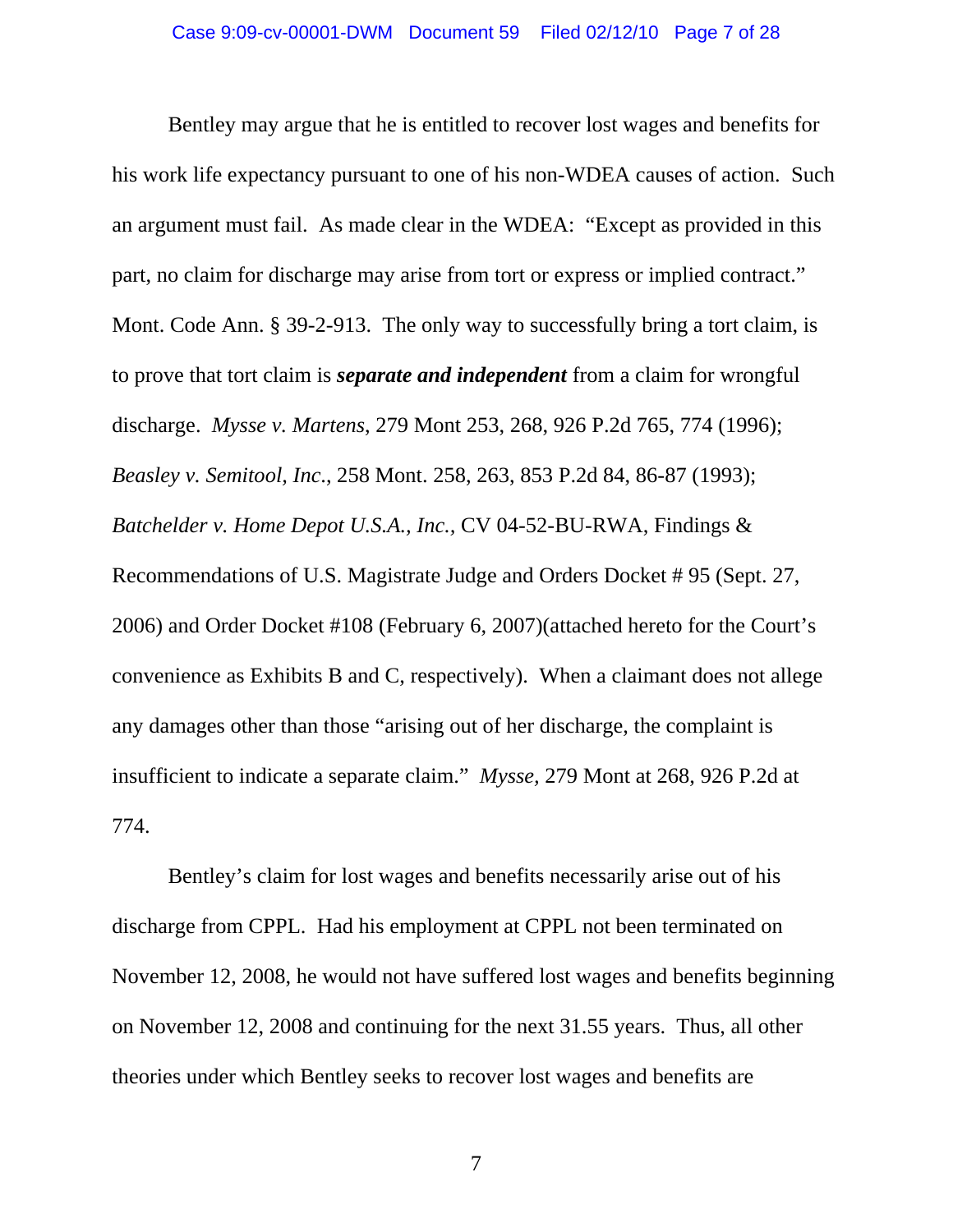Bentley may argue that he is entitled to recover lost wages and benefits for his work life expectancy pursuant to one of his non-WDEA causes of action. Such an argument must fail. As made clear in the WDEA: "Except as provided in this part, no claim for discharge may arise from tort or express or implied contract." Mont. Code Ann. § 39-2-913. The only way to successfully bring a tort claim, is to prove that tort claim is ***separate and independent*** from a claim for wrongful discharge. *Mysse v. Martens*, 279 Mont 253, 268, 926 P.2d 765, 774 (1996); *Beasley v. Semitool, Inc*., 258 Mont. 258, 263, 853 P.2d 84, 86-87 (1993); *Batchelder v. Home Depot U.S.A., Inc.*, CV 04-52-BU-RWA, Findings & Recommendations of U.S. Magistrate Judge and Orders Docket # 95 (Sept. 27, 2006) and Order Docket #108 (February 6, 2007)(attached hereto for the Court's convenience as Exhibits B and C, respectively). When a claimant does not allege any damages other than those "arising out of her discharge, the complaint is insufficient to indicate a separate claim." *Mysse*, 279 Mont at 268, 926 P.2d at 774.

Bentley's claim for lost wages and benefits necessarily arise out of his discharge from CPPL. Had his employment at CPPL not been terminated on November 12, 2008, he would not have suffered lost wages and benefits beginning on November 12, 2008 and continuing for the next 31.55 years. Thus, all other theories under which Bentley seeks to recover lost wages and benefits are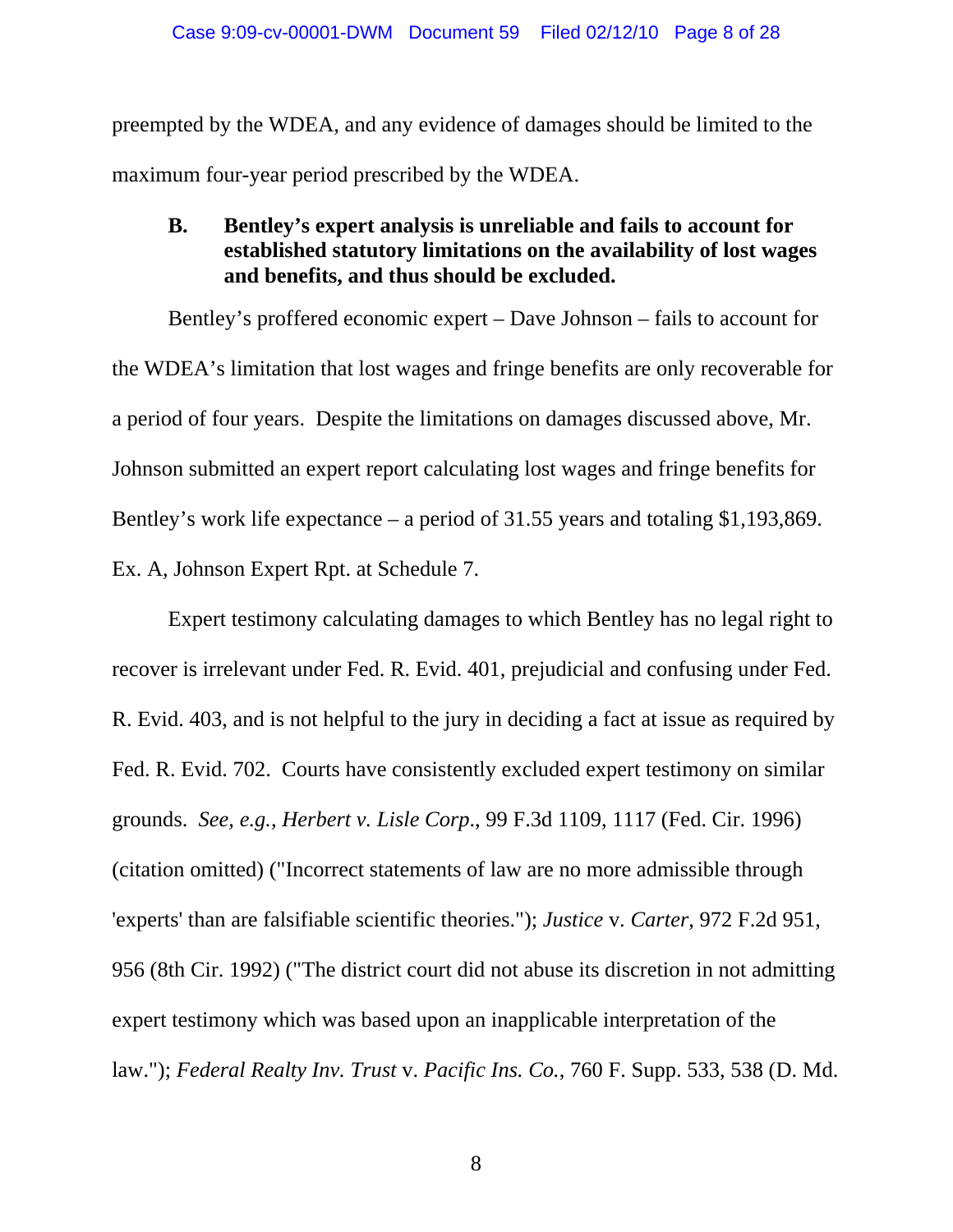preempted by the WDEA, and any evidence of damages should be limited to the maximum four-year period prescribed by the WDEA.

### B. Bentley's expert analysis is unreliable and fails to account for established statutory limitations on the availability of lost wages and benefits, and thus should be excluded.

Bentley's proffered economic expert – Dave Johnson – fails to account for the WDEA's limitation that lost wages and fringe benefits are only recoverable for a period of four years. Despite the limitations on damages discussed above, Mr. Johnson submitted an expert report calculating lost wages and fringe benefits for Bentley's work life expectance – a period of 31.55 years and totaling $1,193,869. Ex. A, Johnson Expert Rpt. at Schedule 7.

Expert testimony calculating damages to which Bentley has no legal right to recover is irrelevant under Fed. R. Evid. 401, prejudicial and confusing under Fed. R. Evid. 403, and is not helpful to the jury in deciding a fact at issue as required by Fed. R. Evid. 702. Courts have consistently excluded expert testimony on similar grounds. *See, e.g., Herbert v. Lisle Corp*., 99 F.3d 1109, 1117 (Fed. Cir. 1996) (citation omitted) ("Incorrect statements of law are no more admissible through 'experts' than are falsifiable scientific theories."); *Justice* v. *Carter*, 972 F.2d 951, 956 (8th Cir. 1992) ("The district court did not abuse its discretion in not admitting expert testimony which was based upon an inapplicable interpretation of the law."); *Federal Realty Inv. Trust* v. *Pacific Ins. Co.*, 760 F. Supp. 533, 538 (D. Md.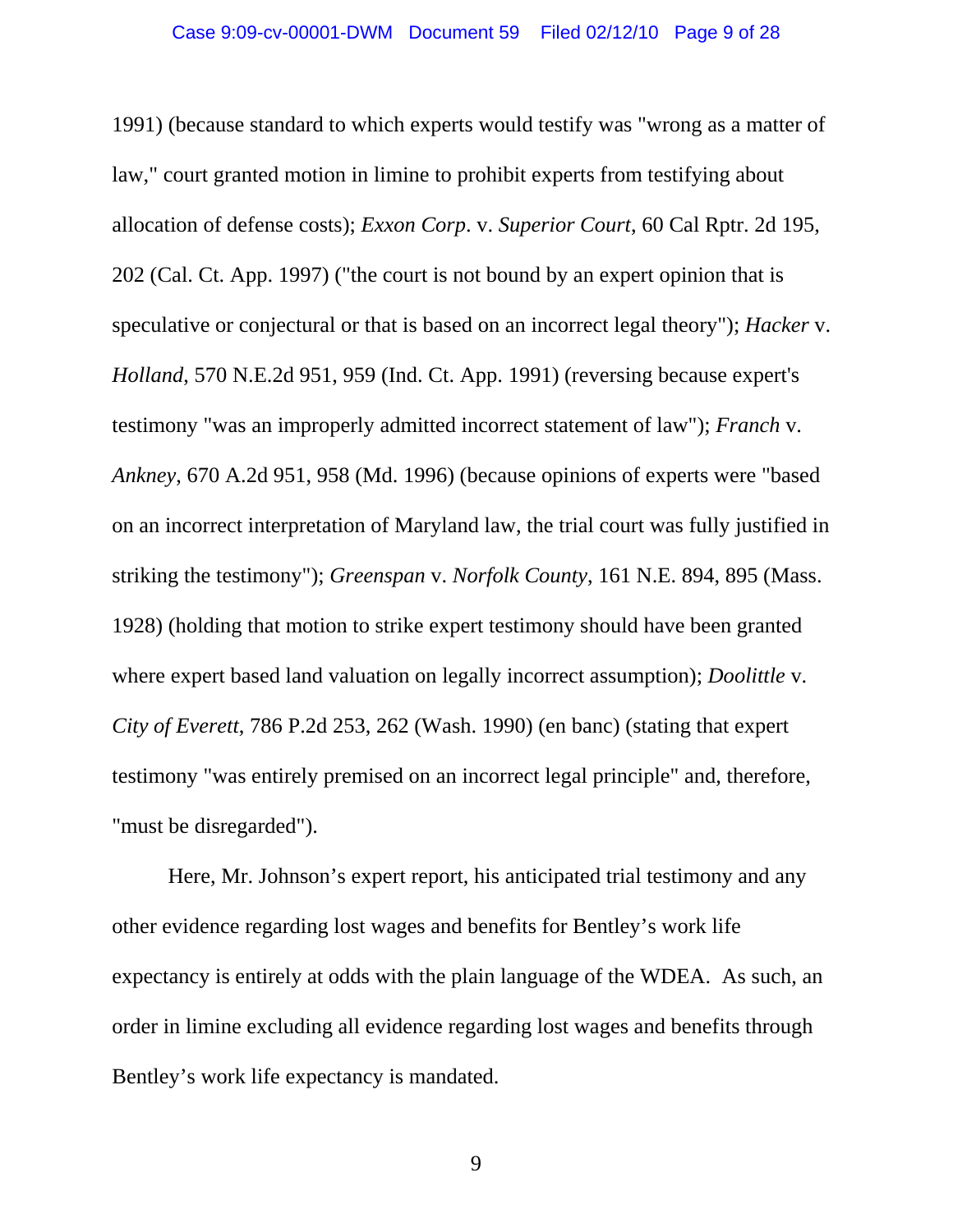1991) (because standard to which experts would testify was "wrong as a matter of law," court granted motion in limine to prohibit experts from testifying about allocation of defense costs); *Exxon Corp*. v. *Superior Court*, 60 Cal Rptr. 2d 195, 202 (Cal. Ct. App. 1997) ("the court is not bound by an expert opinion that is speculative or conjectural or that is based on an incorrect legal theory"); *Hacker* v. *Holland*, 570 N.E.2d 951, 959 (Ind. Ct. App. 1991) (reversing because expert's testimony "was an improperly admitted incorrect statement of law"); *Franch* v. *Ankney*, 670 A.2d 951, 958 (Md. 1996) (because opinions of experts were "based on an incorrect interpretation of Maryland law, the trial court was fully justified in striking the testimony"); *Greenspan* v. *Norfolk County*, 161 N.E. 894, 895 (Mass. 1928) (holding that motion to strike expert testimony should have been granted where expert based land valuation on legally incorrect assumption); *Doolittle* v. *City of Everett*, 786 P.2d 253, 262 (Wash. 1990) (en banc) (stating that expert testimony "was entirely premised on an incorrect legal principle" and, therefore, "must be disregarded").

Here, Mr. Johnson's expert report, his anticipated trial testimony and any other evidence regarding lost wages and benefits for Bentley's work life expectancy is entirely at odds with the plain language of the WDEA. As such, an order in limine excluding all evidence regarding lost wages and benefits through Bentley's work life expectancy is mandated.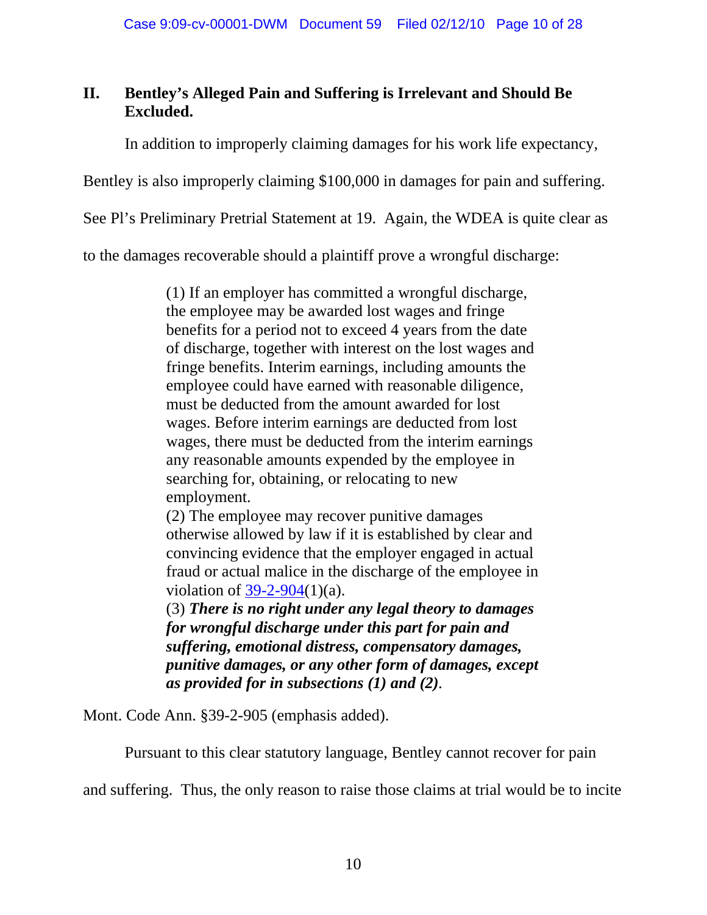## II. Bentley's Alleged Pain and Suffering is Irrelevant and Should Be Excluded.

In addition to improperly claiming damages for his work life expectancy, Bentley is also improperly claiming $100,000 in damages for pain and suffering. See Pl's Preliminary Pretrial Statement at 19. Again, the WDEA is quite clear as to the damages recoverable should a plaintiff prove a wrongful discharge:

> (1) If an employer has committed a wrongful discharge, the employee may be awarded lost wages and fringe benefits for a period not to exceed 4 years from the date of discharge, together with interest on the lost wages and fringe benefits. Interim earnings, including amounts the employee could have earned with reasonable diligence, must be deducted from the amount awarded for lost wages. Before interim earnings are deducted from lost wages, there must be deducted from the interim earnings any reasonable amounts expended by the employee in searching for, obtaining, or relocating to new employment.
> (2) The employee may recover punitive damages otherwise allowed by law if it is established by clear and convincing evidence that the employer engaged in actual fraud or actual malice in the discharge of the employee in violation of 39-2-904(1)(a).
> (3) ***There is no right under any legal theory to damages for wrongful discharge under this part for pain and suffering, emotional distress, compensatory damages, punitive damages, or any other form of damages, except as provided for in subsections (1) and (2)***.

Mont. Code Ann. §39-2-905 (emphasis added).

Pursuant to this clear statutory language, Bentley cannot recover for pain and suffering. Thus, the only reason to raise those claims at trial would be to incite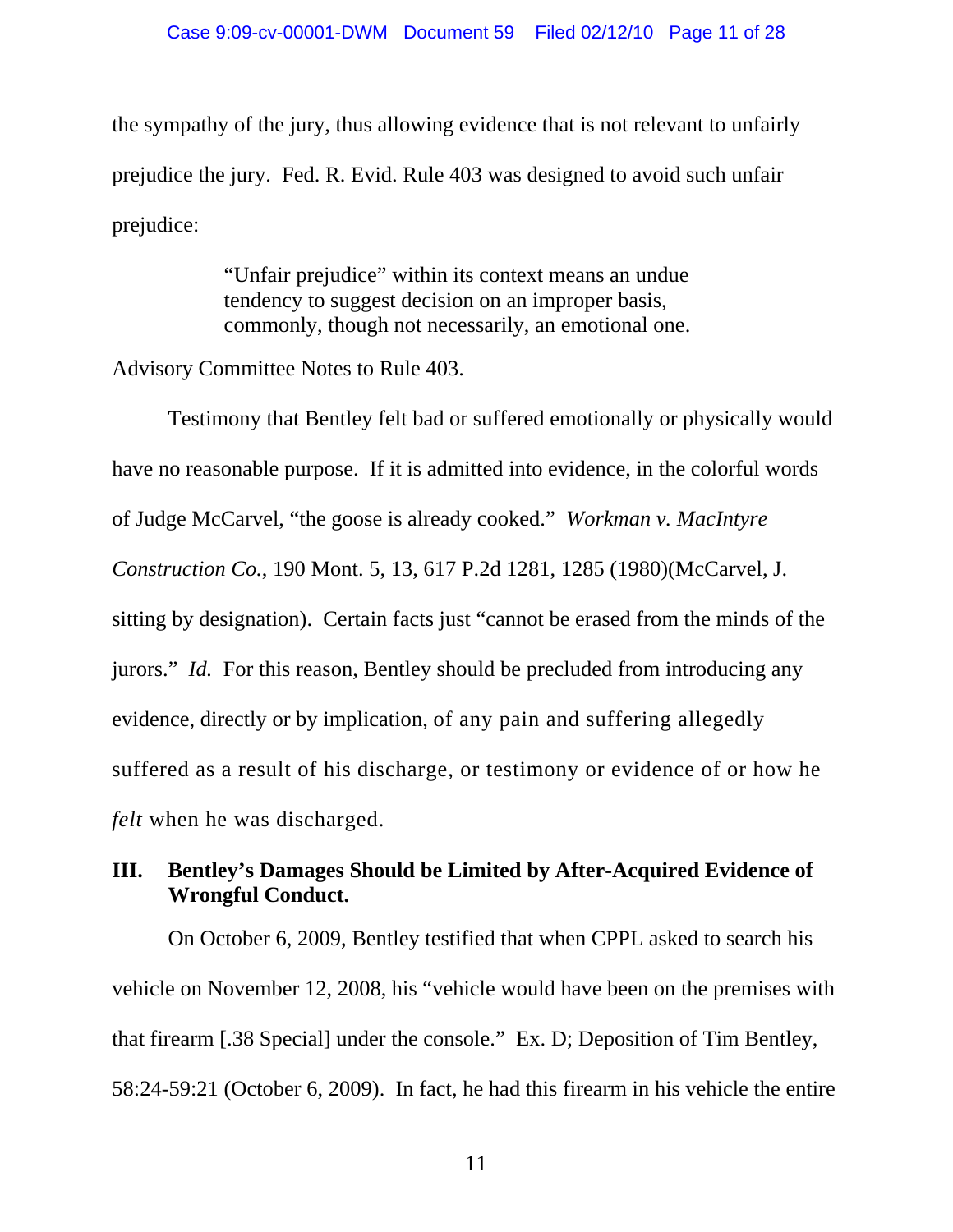the sympathy of the jury, thus allowing evidence that is not relevant to unfairly prejudice the jury. Fed. R. Evid. Rule 403 was designed to avoid such unfair prejudice:

> "Unfair prejudice" within its context means an undue tendency to suggest decision on an improper basis, commonly, though not necessarily, an emotional one.

Advisory Committee Notes to Rule 403.

Testimony that Bentley felt bad or suffered emotionally or physically would have no reasonable purpose. If it is admitted into evidence, in the colorful words of Judge McCarvel, "the goose is already cooked." *Workman v. MacIntyre Construction Co.*, 190 Mont. 5, 13, 617 P.2d 1281, 1285 (1980)(McCarvel, J. sitting by designation). Certain facts just "cannot be erased from the minds of the jurors." *Id.* For this reason, Bentley should be precluded from introducing any evidence, directly or by implication, of any pain and suffering allegedly suffered as a result of his discharge, or testimony or evidence of or how he *felt* when he was discharged.

## III. Bentley's Damages Should be Limited by After-Acquired Evidence of Wrongful Conduct.

On October 6, 2009, Bentley testified that when CPPL asked to search his vehicle on November 12, 2008, his "vehicle would have been on the premises with that firearm [.38 Special] under the console." Ex. D; Deposition of Tim Bentley, 58:24-59:21 (October 6, 2009). In fact, he had this firearm in his vehicle the entire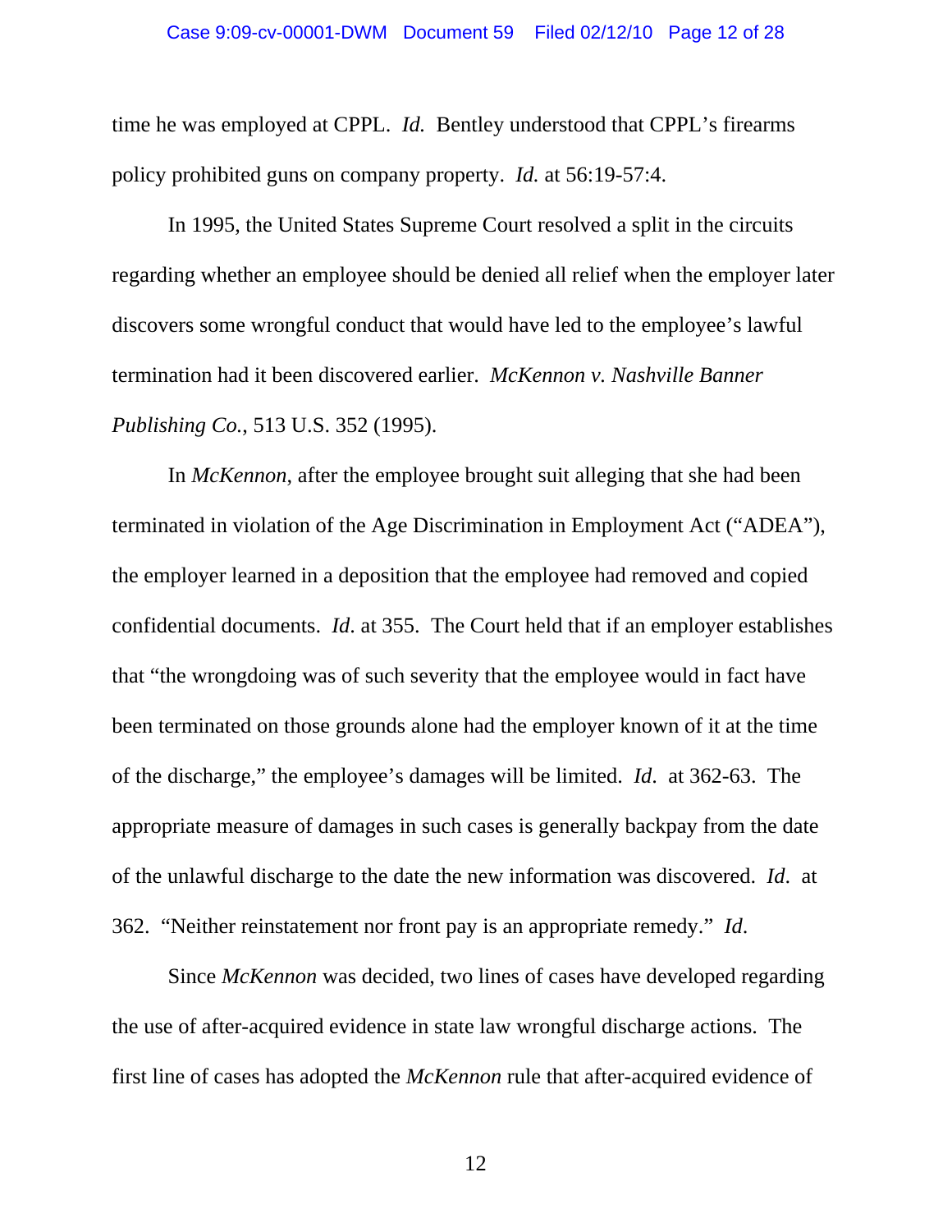time he was employed at CPPL. *Id.* Bentley understood that CPPL's firearms policy prohibited guns on company property. *Id.* at 56:19-57:4.

In 1995, the United States Supreme Court resolved a split in the circuits regarding whether an employee should be denied all relief when the employer later discovers some wrongful conduct that would have led to the employee's lawful termination had it been discovered earlier. *McKennon v. Nashville Banner Publishing Co.*, 513 U.S. 352 (1995).

In *McKennon*, after the employee brought suit alleging that she had been terminated in violation of the Age Discrimination in Employment Act ("ADEA"), the employer learned in a deposition that the employee had removed and copied confidential documents. *Id*. at 355. The Court held that if an employer establishes that "the wrongdoing was of such severity that the employee would in fact have been terminated on those grounds alone had the employer known of it at the time of the discharge," the employee's damages will be limited. *Id*. at 362-63. The appropriate measure of damages in such cases is generally backpay from the date of the unlawful discharge to the date the new information was discovered. *Id*. at 362. "Neither reinstatement nor front pay is an appropriate remedy." *Id*.

Since *McKennon* was decided, two lines of cases have developed regarding the use of after-acquired evidence in state law wrongful discharge actions. The first line of cases has adopted the *McKennon* rule that after-acquired evidence of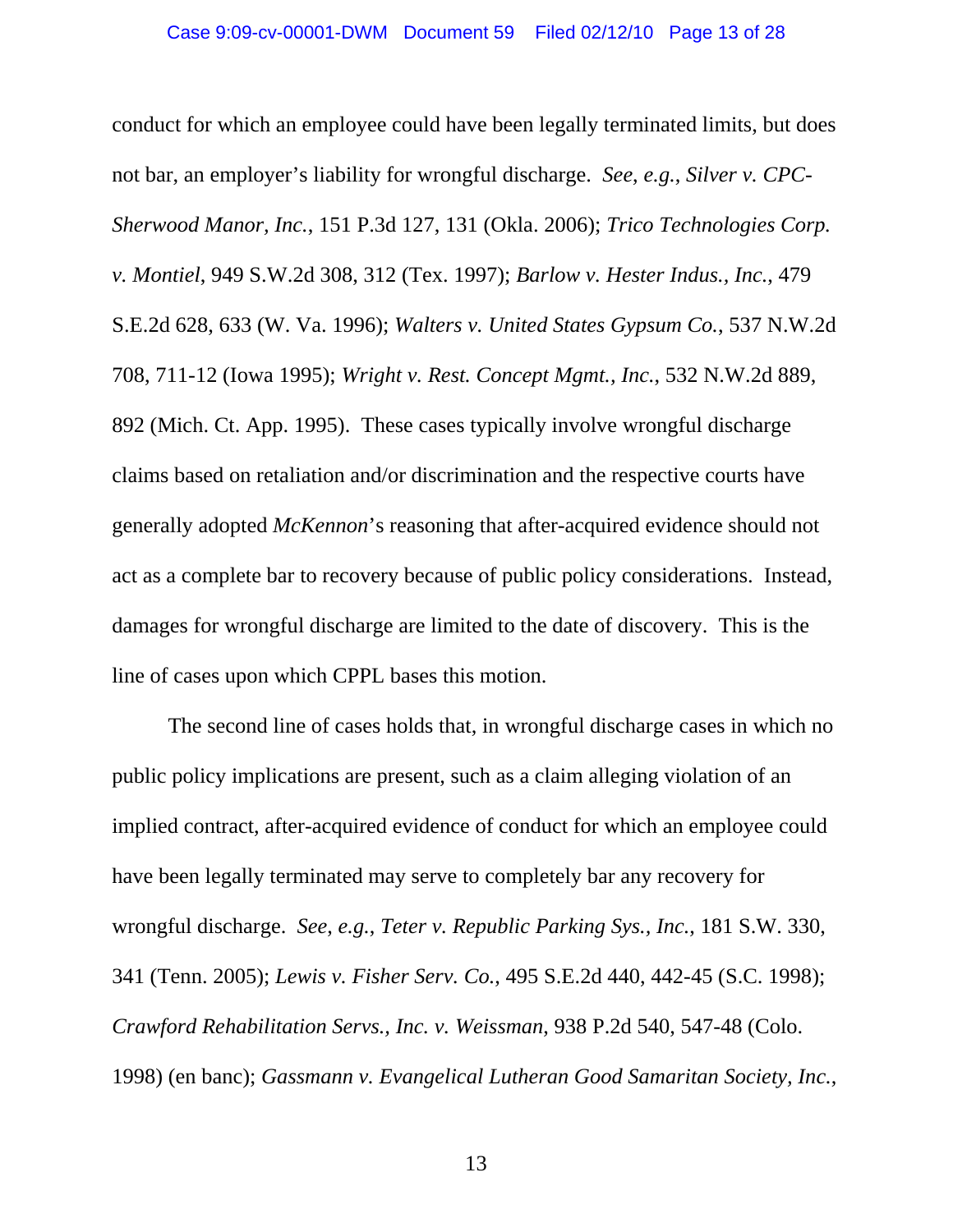conduct for which an employee could have been legally terminated limits, but does not bar, an employer's liability for wrongful discharge. *See, e.g.*, *Silver v. CPC-Sherwood Manor, Inc.*, 151 P.3d 127, 131 (Okla. 2006); *Trico Technologies Corp. v. Montiel*, 949 S.W.2d 308, 312 (Tex. 1997); *Barlow v. Hester Indus., Inc.*, 479 S.E.2d 628, 633 (W. Va. 1996); *Walters v. United States Gypsum Co.*, 537 N.W.2d 708, 711-12 (Iowa 1995); *Wright v. Rest. Concept Mgmt., Inc.*, 532 N.W.2d 889, 892 (Mich. Ct. App. 1995). These cases typically involve wrongful discharge claims based on retaliation and/or discrimination and the respective courts have generally adopted *McKennon*'s reasoning that after-acquired evidence should not act as a complete bar to recovery because of public policy considerations. Instead, damages for wrongful discharge are limited to the date of discovery. This is the line of cases upon which CPPL bases this motion.

The second line of cases holds that, in wrongful discharge cases in which no public policy implications are present, such as a claim alleging violation of an implied contract, after-acquired evidence of conduct for which an employee could have been legally terminated may serve to completely bar any recovery for wrongful discharge. *See, e.g.*, *Teter v. Republic Parking Sys., Inc.*, 181 S.W. 330, 341 (Tenn. 2005); *Lewis v. Fisher Serv. Co.*, 495 S.E.2d 440, 442-45 (S.C. 1998); *Crawford Rehabilitation Servs., Inc. v. Weissman*, 938 P.2d 540, 547-48 (Colo. 1998) (en banc); *Gassmann v. Evangelical Lutheran Good Samaritan Society, Inc.*,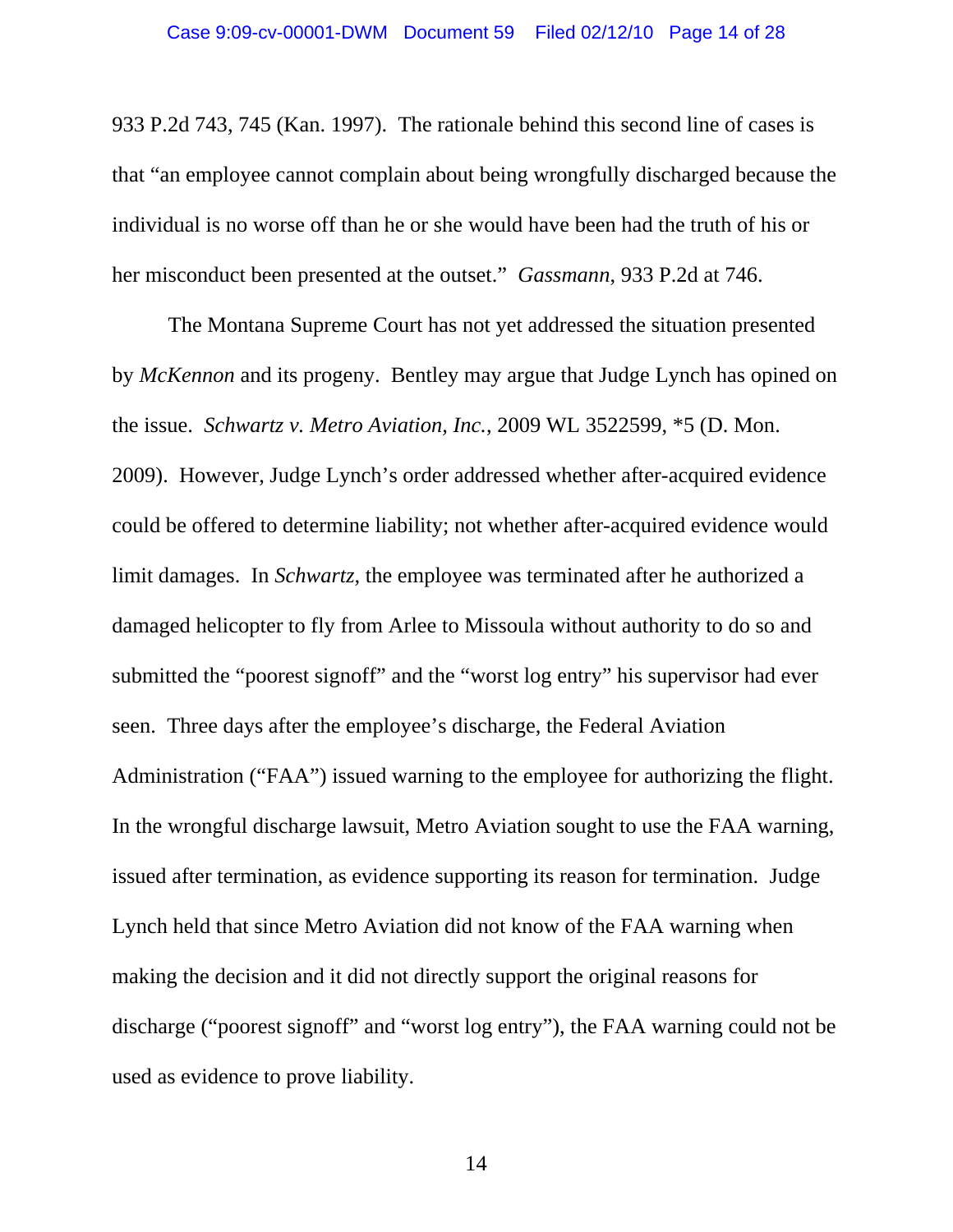933 P.2d 743, 745 (Kan. 1997). The rationale behind this second line of cases is that "an employee cannot complain about being wrongfully discharged because the individual is no worse off than he or she would have been had the truth of his or her misconduct been presented at the outset." *Gassmann*, 933 P.2d at 746.

The Montana Supreme Court has not yet addressed the situation presented by *McKennon* and its progeny. Bentley may argue that Judge Lynch has opined on the issue. *Schwartz v. Metro Aviation, Inc.*, 2009 WL 3522599, *5 (D. Mon. 2009). However, Judge Lynch's order addressed whether after-acquired evidence could be offered to determine liability; not whether after-acquired evidence would limit damages. In *Schwartz*, the employee was terminated after he authorized a damaged helicopter to fly from Arlee to Missoula without authority to do so and submitted the "poorest signoff" and the "worst log entry" his supervisor had ever seen. Three days after the employee's discharge, the Federal Aviation Administration ("FAA") issued warning to the employee for authorizing the flight. In the wrongful discharge lawsuit, Metro Aviation sought to use the FAA warning, issued after termination, as evidence supporting its reason for termination. Judge Lynch held that since Metro Aviation did not know of the FAA warning when making the decision and it did not directly support the original reasons for discharge ("poorest signoff" and "worst log entry"), the FAA warning could not be used as evidence to prove liability.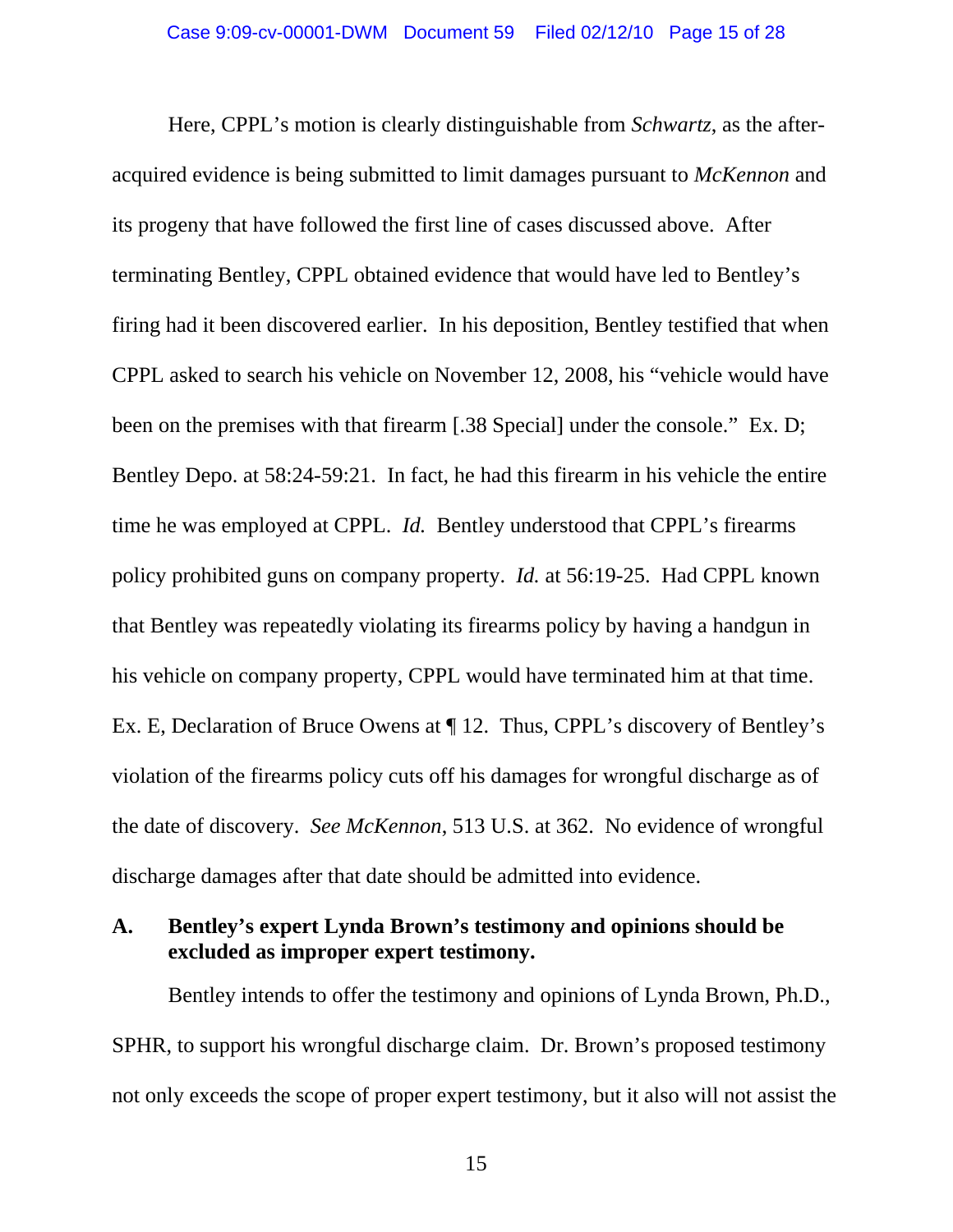Here, CPPL's motion is clearly distinguishable from *Schwartz*, as the after-acquired evidence is being submitted to limit damages pursuant to *McKennon* and its progeny that have followed the first line of cases discussed above. After terminating Bentley, CPPL obtained evidence that would have led to Bentley's firing had it been discovered earlier. In his deposition, Bentley testified that when CPPL asked to search his vehicle on November 12, 2008, his "vehicle would have been on the premises with that firearm [.38 Special] under the console." Ex. D; Bentley Depo. at 58:24-59:21. In fact, he had this firearm in his vehicle the entire time he was employed at CPPL. *Id.* Bentley understood that CPPL's firearms policy prohibited guns on company property. *Id.* at 56:19-25. Had CPPL known that Bentley was repeatedly violating its firearms policy by having a handgun in his vehicle on company property, CPPL would have terminated him at that time. Ex. E, Declaration of Bruce Owens at ¶ 12. Thus, CPPL's discovery of Bentley's violation of the firearms policy cuts off his damages for wrongful discharge as of the date of discovery. *See McKennon*, 513 U.S. at 362. No evidence of wrongful discharge damages after that date should be admitted into evidence.

**A. Bentley's expert Lynda Brown's testimony and opinions should be excluded as improper expert testimony.**

Bentley intends to offer the testimony and opinions of Lynda Brown, Ph.D., SPHR, to support his wrongful discharge claim. Dr. Brown's proposed testimony not only exceeds the scope of proper expert testimony, but it also will not assist the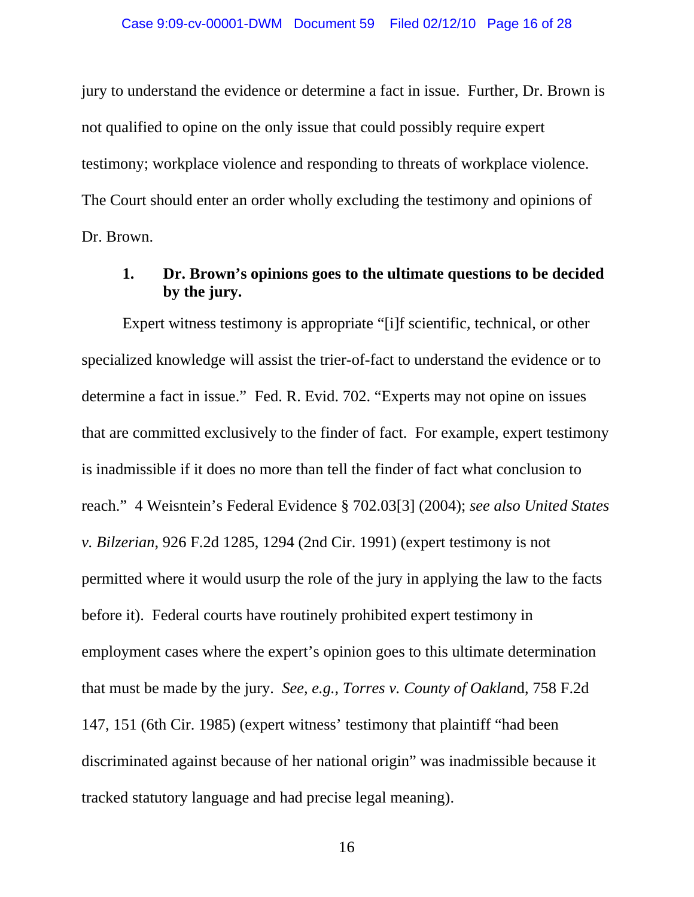jury to understand the evidence or determine a fact in issue. Further, Dr. Brown is not qualified to opine on the only issue that could possibly require expert testimony; workplace violence and responding to threats of workplace violence. The Court should enter an order wholly excluding the testimony and opinions of Dr. Brown.

**1. Dr. Brown's opinions goes to the ultimate questions to be decided by the jury.**

Expert witness testimony is appropriate "[i]f scientific, technical, or other specialized knowledge will assist the trier-of-fact to understand the evidence or to determine a fact in issue." Fed. R. Evid. 702. "Experts may not opine on issues that are committed exclusively to the finder of fact. For example, expert testimony is inadmissible if it does no more than tell the finder of fact what conclusion to reach." 4 Weisntein's Federal Evidence § 702.03[3] (2004); *see also United States v. Bilzerian*, 926 F.2d 1285, 1294 (2nd Cir. 1991) (expert testimony is not permitted where it would usurp the role of the jury in applying the law to the facts before it). Federal courts have routinely prohibited expert testimony in employment cases where the expert's opinion goes to this ultimate determination that must be made by the jury. *See, e.g., Torres v. County of Oaklan*d, 758 F.2d 147, 151 (6th Cir. 1985) (expert witness' testimony that plaintiff "had been discriminated against because of her national origin" was inadmissible because it tracked statutory language and had precise legal meaning).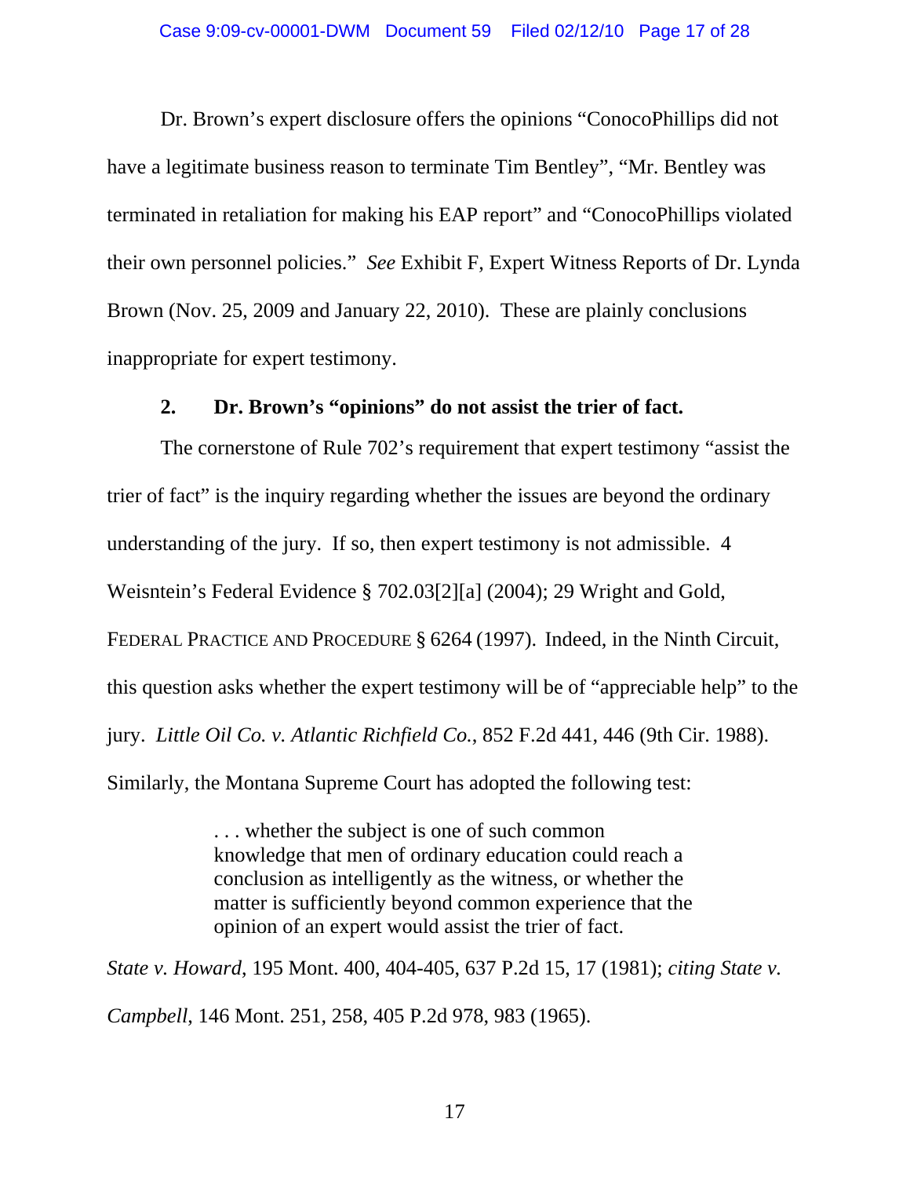Dr. Brown's expert disclosure offers the opinions "ConocoPhillips did not have a legitimate business reason to terminate Tim Bentley", "Mr. Bentley was terminated in retaliation for making his EAP report" and "ConocoPhillips violated their own personnel policies." *See* Exhibit F, Expert Witness Reports of Dr. Lynda Brown (Nov. 25, 2009 and January 22, 2010). These are plainly conclusions inappropriate for expert testimony.

**2. Dr. Brown's "opinions" do not assist the trier of fact.**

The cornerstone of Rule 702's requirement that expert testimony "assist the trier of fact" is the inquiry regarding whether the issues are beyond the ordinary understanding of the jury. If so, then expert testimony is not admissible. 4 Weisntein's Federal Evidence § 702.03[2][a] (2004); 29 Wright and Gold, FEDERAL PRACTICE AND PROCEDURE § 6264 (1997). Indeed, in the Ninth Circuit, this question asks whether the expert testimony will be of "appreciable help" to the jury. *Little Oil Co. v. Atlantic Richfield Co.*, 852 F.2d 441, 446 (9th Cir. 1988). Similarly, the Montana Supreme Court has adopted the following test:

> . . . whether the subject is one of such common knowledge that men of ordinary education could reach a conclusion as intelligently as the witness, or whether the matter is sufficiently beyond common experience that the opinion of an expert would assist the trier of fact.

*State v. Howard*, 195 Mont. 400, 404-405, 637 P.2d 15, 17 (1981); *citing State v. Campbell*, 146 Mont. 251, 258, 405 P.2d 978, 983 (1965).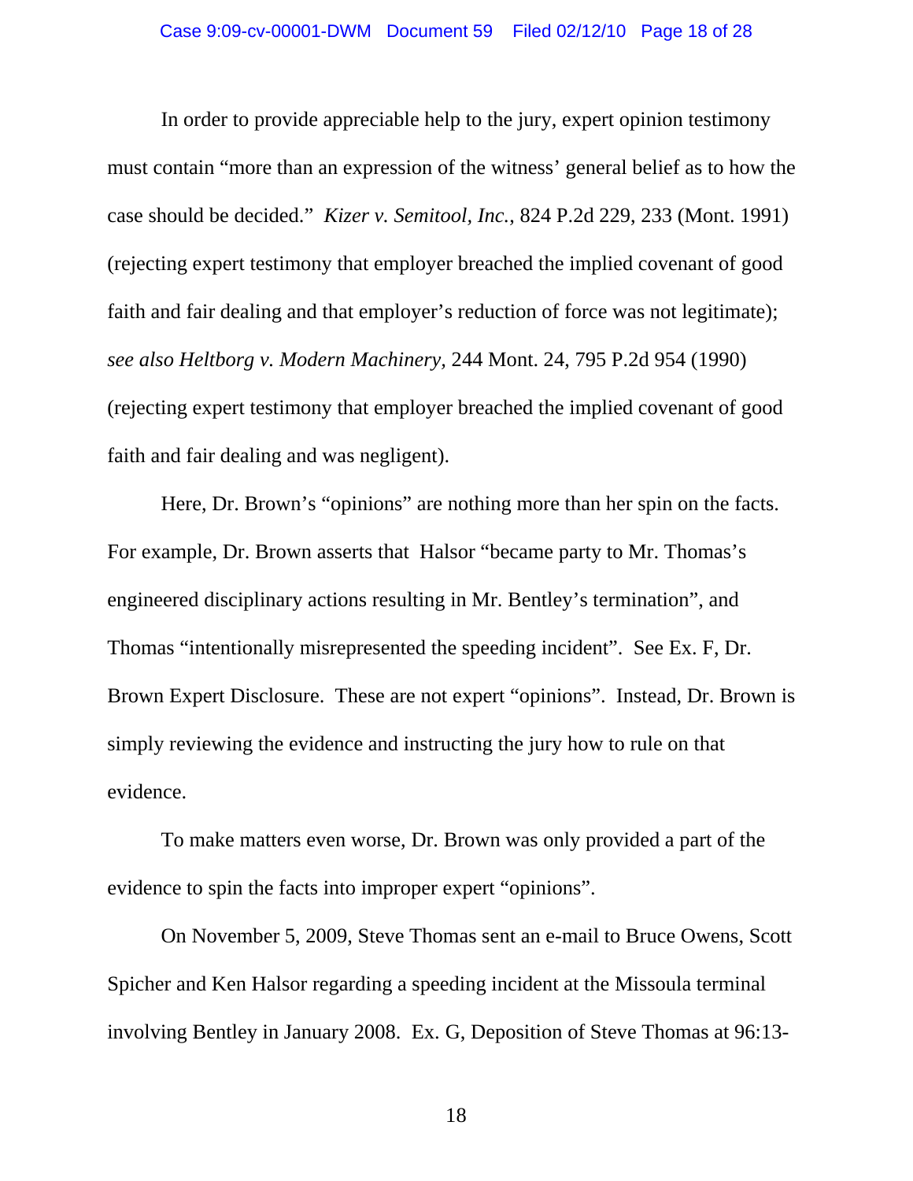In order to provide appreciable help to the jury, expert opinion testimony must contain "more than an expression of the witness' general belief as to how the case should be decided." *Kizer v. Semitool, Inc.*, 824 P.2d 229, 233 (Mont. 1991) (rejecting expert testimony that employer breached the implied covenant of good faith and fair dealing and that employer's reduction of force was not legitimate); *see also Heltborg v. Modern Machinery,* 244 Mont. 24, 795 P.2d 954 (1990) (rejecting expert testimony that employer breached the implied covenant of good faith and fair dealing and was negligent).

Here, Dr. Brown's "opinions" are nothing more than her spin on the facts. For example, Dr. Brown asserts that Halsor "became party to Mr. Thomas's engineered disciplinary actions resulting in Mr. Bentley's termination", and Thomas "intentionally misrepresented the speeding incident". See Ex. F, Dr. Brown Expert Disclosure. These are not expert "opinions". Instead, Dr. Brown is simply reviewing the evidence and instructing the jury how to rule on that evidence.

To make matters even worse, Dr. Brown was only provided a part of the evidence to spin the facts into improper expert "opinions".

On November 5, 2009, Steve Thomas sent an e-mail to Bruce Owens, Scott Spicher and Ken Halsor regarding a speeding incident at the Missoula terminal involving Bentley in January 2008. Ex. G, Deposition of Steve Thomas at 96:13-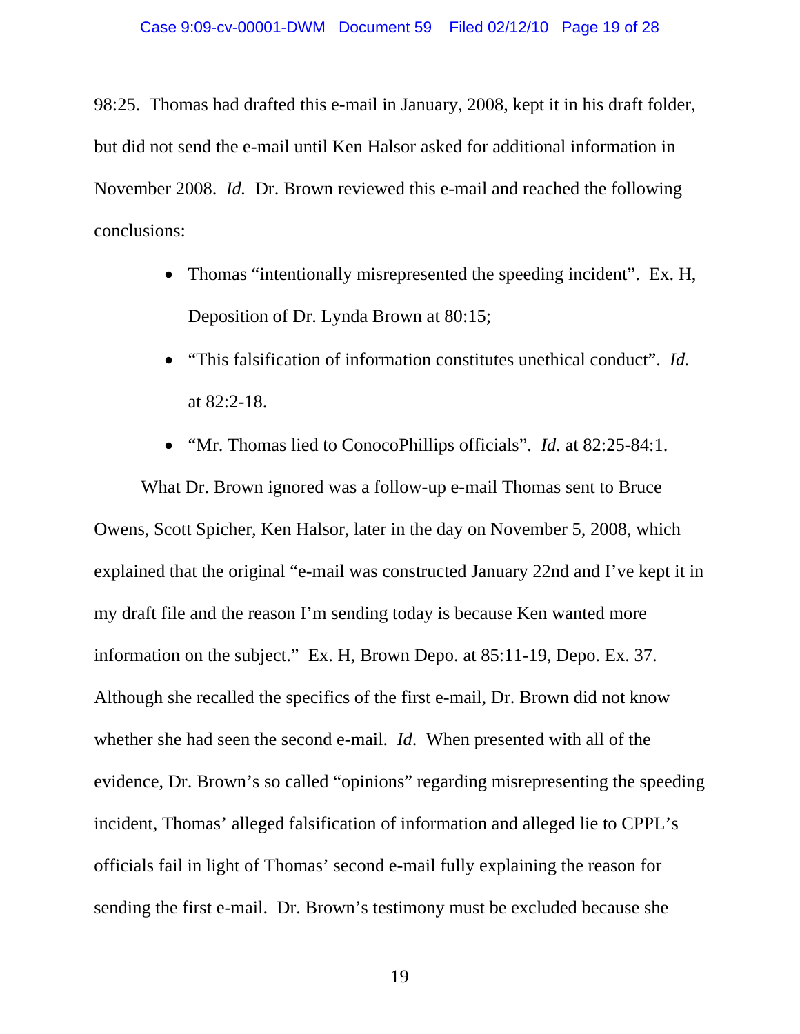98:25. Thomas had drafted this e-mail in January, 2008, kept it in his draft folder, but did not send the e-mail until Ken Halsor asked for additional information in November 2008. *Id.* Dr. Brown reviewed this e-mail and reached the following conclusions:

- Thomas "intentionally misrepresented the speeding incident". Ex. H, Deposition of Dr. Lynda Brown at 80:15;
- "This falsification of information constitutes unethical conduct". *Id.* at 82:2-18.
- "Mr. Thomas lied to ConocoPhillips officials". *Id.* at 82:25-84:1.

What Dr. Brown ignored was a follow-up e-mail Thomas sent to Bruce Owens, Scott Spicher, Ken Halsor, later in the day on November 5, 2008, which explained that the original "e-mail was constructed January 22nd and I've kept it in my draft file and the reason I'm sending today is because Ken wanted more information on the subject." Ex. H, Brown Depo. at 85:11-19, Depo. Ex. 37. Although she recalled the specifics of the first e-mail, Dr. Brown did not know whether she had seen the second e-mail. *Id*. When presented with all of the evidence, Dr. Brown's so called "opinions" regarding misrepresenting the speeding incident, Thomas' alleged falsification of information and alleged lie to CPPL's officials fail in light of Thomas' second e-mail fully explaining the reason for sending the first e-mail. Dr. Brown's testimony must be excluded because she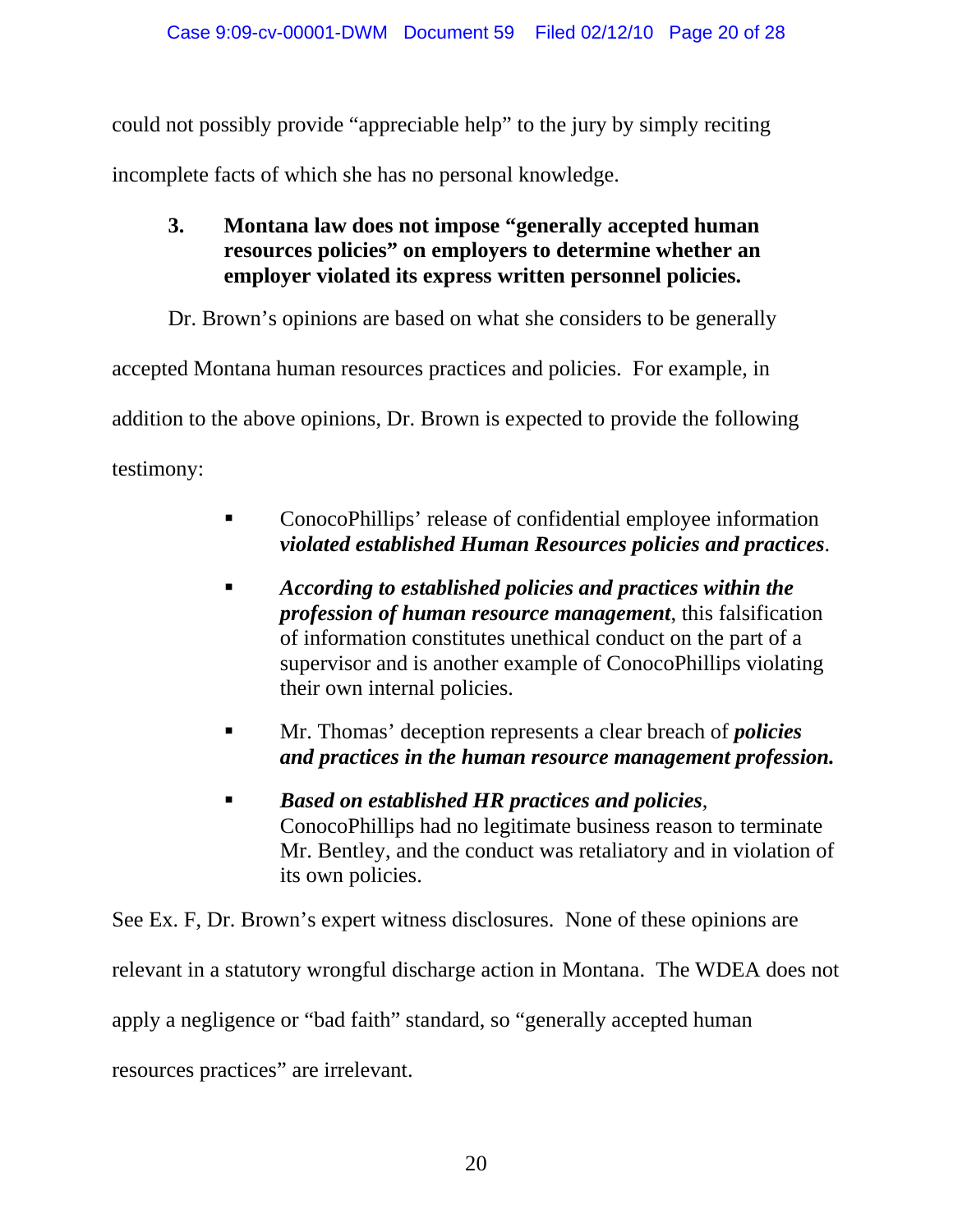could not possibly provide "appreciable help" to the jury by simply reciting incomplete facts of which she has no personal knowledge.

### 3. Montana law does not impose "generally accepted human resources policies" on employers to determine whether an employer violated its express written personnel policies.

Dr. Brown's opinions are based on what she considers to be generally accepted Montana human resources practices and policies. For example, in addition to the above opinions, Dr. Brown is expected to provide the following testimony:

- ConocoPhillips' release of confidential employee information ***violated established Human Resources policies and practices***.
- ***According to established policies and practices within the profession of human resource management***, this falsification of information constitutes unethical conduct on the part of a supervisor and is another example of ConocoPhillips violating their own internal policies.
- Mr. Thomas' deception represents a clear breach of ***policies and practices in the human resource management profession.***
- ***Based on established HR practices and policies***, ConocoPhillips had no legitimate business reason to terminate Mr. Bentley, and the conduct was retaliatory and in violation of its own policies.

See Ex. F, Dr. Brown's expert witness disclosures. None of these opinions are relevant in a statutory wrongful discharge action in Montana. The WDEA does not apply a negligence or "bad faith" standard, so "generally accepted human resources practices" are irrelevant.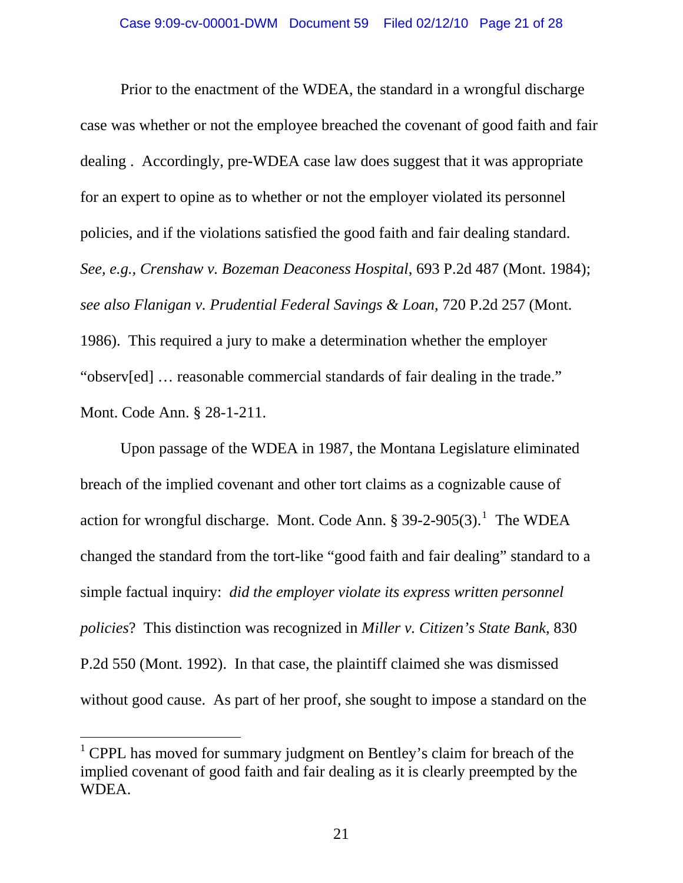Prior to the enactment of the WDEA, the standard in a wrongful discharge case was whether or not the employee breached the covenant of good faith and fair dealing . Accordingly, pre-WDEA case law does suggest that it was appropriate for an expert to opine as to whether or not the employer violated its personnel policies, and if the violations satisfied the good faith and fair dealing standard. *See, e.g.*, *Crenshaw v. Bozeman Deaconess Hospital*, 693 P.2d 487 (Mont. 1984); *see also Flanigan v. Prudential Federal Savings & Loan*, 720 P.2d 257 (Mont. 1986). This required a jury to make a determination whether the employer "observ[ed] … reasonable commercial standards of fair dealing in the trade." Mont. Code Ann. § 28-1-211.

Upon passage of the WDEA in 1987, the Montana Legislature eliminated breach of the implied covenant and other tort claims as a cognizable cause of action for wrongful discharge. Mont. Code Ann. § 39-2-905(3).[1] The WDEA changed the standard from the tort-like "good faith and fair dealing" standard to a simple factual inquiry: *did the employer violate its express written personnel policies*? This distinction was recognized in *Miller v. Citizen's State Bank*, 830 P.2d 550 (Mont. 1992). In that case, the plaintiff claimed she was dismissed without good cause. As part of her proof, she sought to impose a standard on the

---

[1] CPPL has moved for summary judgment on Bentley's claim for breach of the implied covenant of good faith and fair dealing as it is clearly preempted by the WDEA.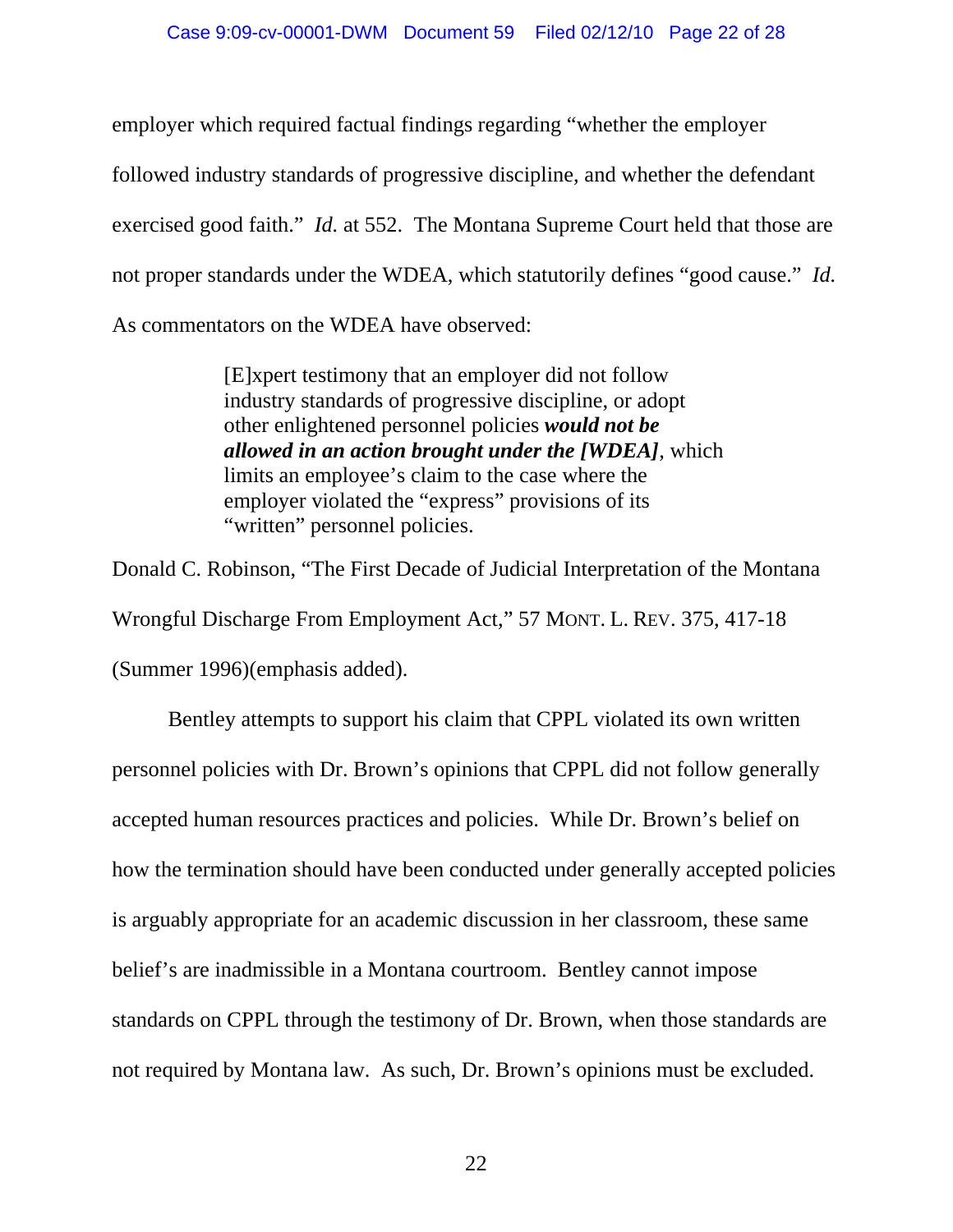employer which required factual findings regarding "whether the employer followed industry standards of progressive discipline, and whether the defendant exercised good faith." *Id.* at 552. The Montana Supreme Court held that those are not proper standards under the WDEA, which statutorily defines "good cause." *Id.* As commentators on the WDEA have observed:

> [E]xpert testimony that an employer did not follow industry standards of progressive discipline, or adopt other enlightened personnel policies ***would not be allowed in an action brought under the [WDEA]***, which limits an employee's claim to the case where the employer violated the "express" provisions of its "written" personnel policies.

Donald C. Robinson, "The First Decade of Judicial Interpretation of the Montana Wrongful Discharge From Employment Act," 57 MONT. L. REV. 375, 417-18 (Summer 1996)(emphasis added).

Bentley attempts to support his claim that CPPL violated its own written personnel policies with Dr. Brown's opinions that CPPL did not follow generally accepted human resources practices and policies. While Dr. Brown's belief on how the termination should have been conducted under generally accepted policies is arguably appropriate for an academic discussion in her classroom, these same belief's are inadmissible in a Montana courtroom. Bentley cannot impose standards on CPPL through the testimony of Dr. Brown, when those standards are not required by Montana law. As such, Dr. Brown's opinions must be excluded.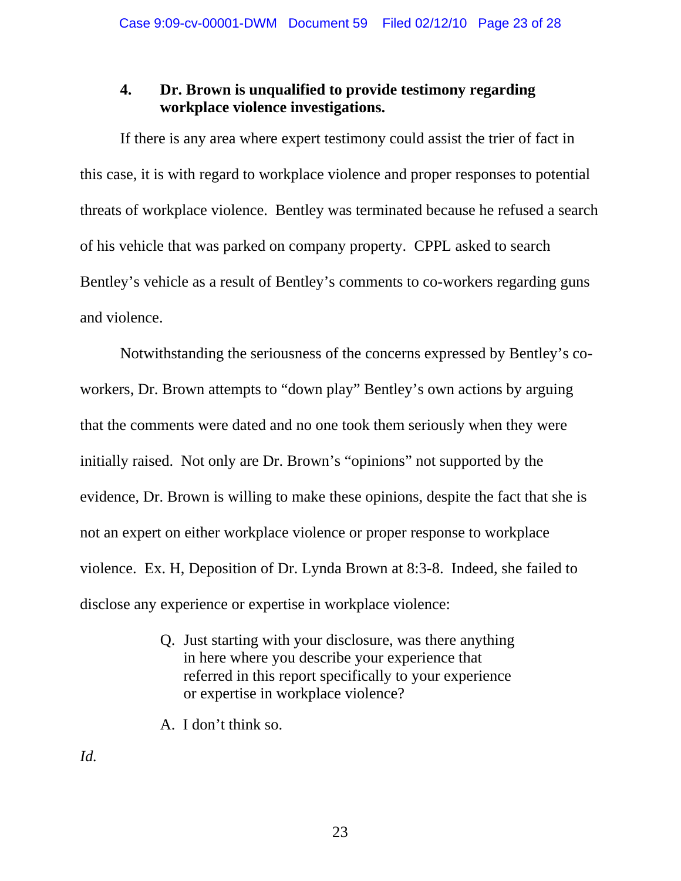### 4. Dr. Brown is unqualified to provide testimony regarding workplace violence investigations.

If there is any area where expert testimony could assist the trier of fact in this case, it is with regard to workplace violence and proper responses to potential threats of workplace violence. Bentley was terminated because he refused a search of his vehicle that was parked on company property. CPPL asked to search Bentley's vehicle as a result of Bentley's comments to co-workers regarding guns and violence.

Notwithstanding the seriousness of the concerns expressed by Bentley's co-workers, Dr. Brown attempts to "down play" Bentley's own actions by arguing that the comments were dated and no one took them seriously when they were initially raised. Not only are Dr. Brown's "opinions" not supported by the evidence, Dr. Brown is willing to make these opinions, despite the fact that she is not an expert on either workplace violence or proper response to workplace violence. Ex. H, Deposition of Dr. Lynda Brown at 8:3-8. Indeed, she failed to disclose any experience or expertise in workplace violence:

> Q. Just starting with your disclosure, was there anything in here where you describe your experience that referred in this report specifically to your experience or expertise in workplace violence?
>
> A. I don't think so.

*Id.*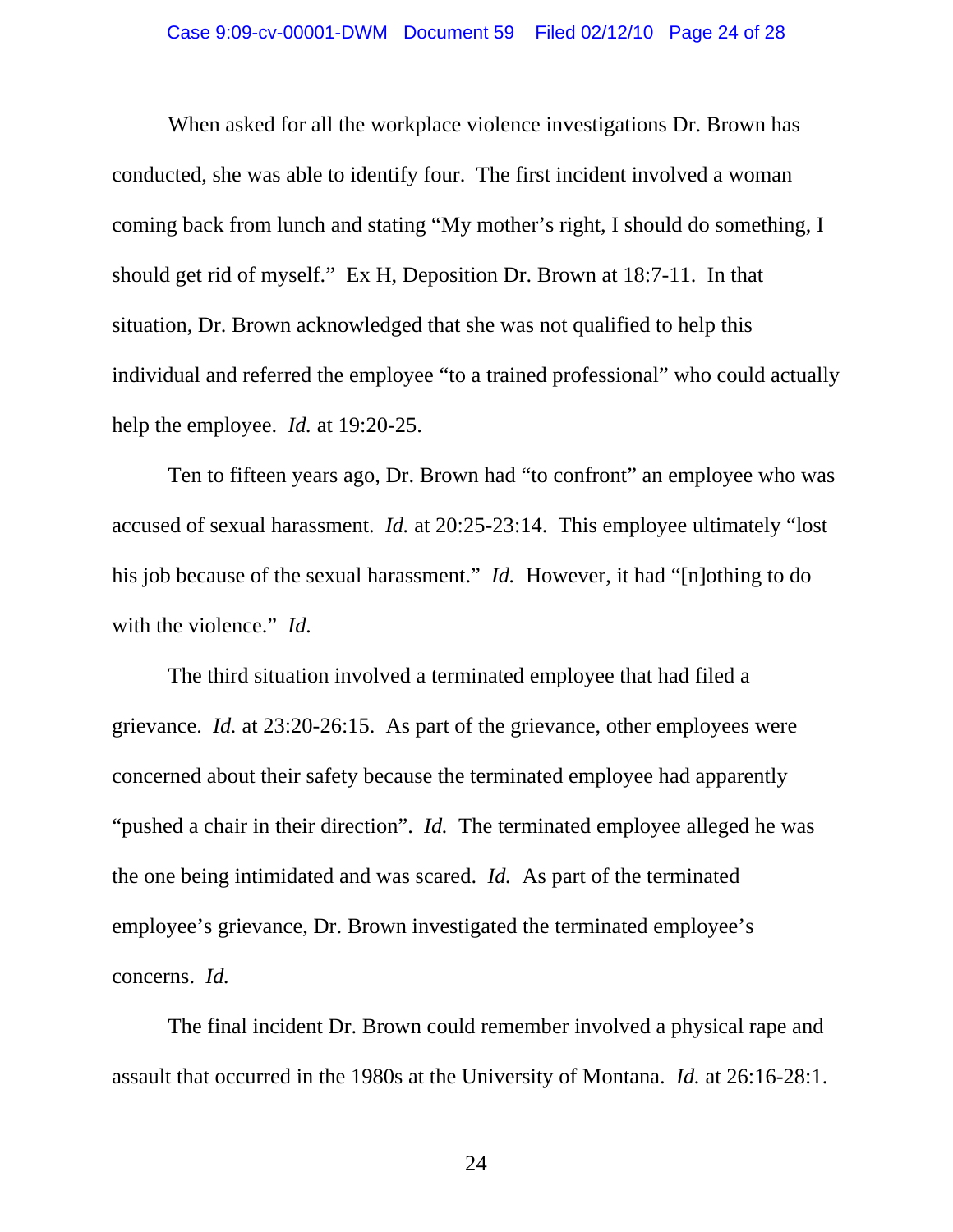When asked for all the workplace violence investigations Dr. Brown has conducted, she was able to identify four. The first incident involved a woman coming back from lunch and stating "My mother's right, I should do something, I should get rid of myself." Ex H, Deposition Dr. Brown at 18:7-11. In that situation, Dr. Brown acknowledged that she was not qualified to help this individual and referred the employee "to a trained professional" who could actually help the employee. *Id.* at 19:20-25.

Ten to fifteen years ago, Dr. Brown had "to confront" an employee who was accused of sexual harassment. *Id.* at 20:25-23:14. This employee ultimately "lost his job because of the sexual harassment." *Id.* However, it had "[n]othing to do with the violence." *Id.*

The third situation involved a terminated employee that had filed a grievance. *Id.* at 23:20-26:15. As part of the grievance, other employees were concerned about their safety because the terminated employee had apparently "pushed a chair in their direction". *Id.* The terminated employee alleged he was the one being intimidated and was scared. *Id.* As part of the terminated employee's grievance, Dr. Brown investigated the terminated employee's concerns. *Id.*

The final incident Dr. Brown could remember involved a physical rape and assault that occurred in the 1980s at the University of Montana. *Id.* at 26:16-28:1.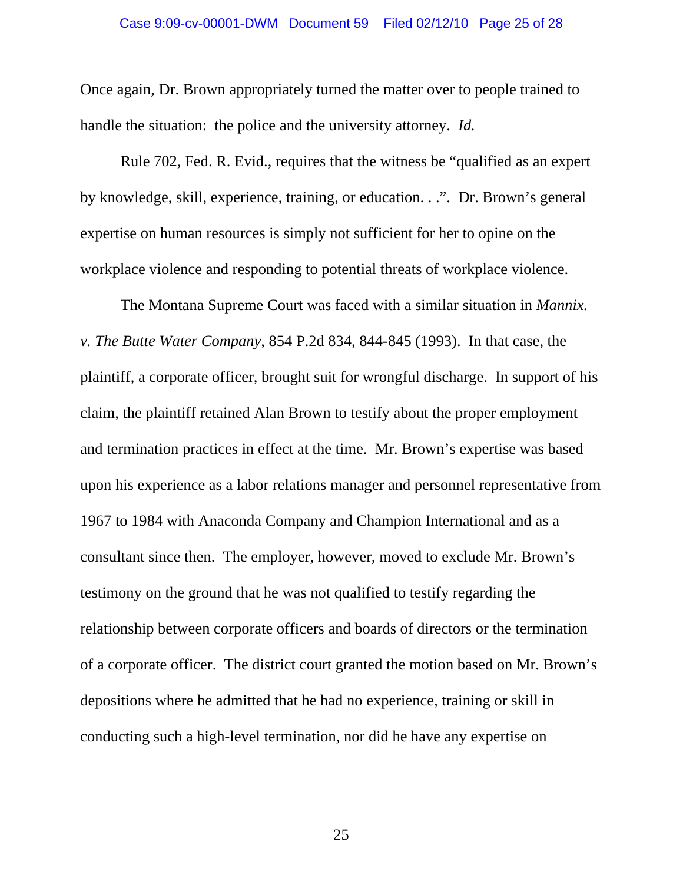Once again, Dr. Brown appropriately turned the matter over to people trained to handle the situation: the police and the university attorney. *Id.*

Rule 702, Fed. R. Evid., requires that the witness be "qualified as an expert by knowledge, skill, experience, training, or education. . .". Dr. Brown's general expertise on human resources is simply not sufficient for her to opine on the workplace violence and responding to potential threats of workplace violence.

The Montana Supreme Court was faced with a similar situation in *Mannix. v. The Butte Water Company*, 854 P.2d 834, 844-845 (1993). In that case, the plaintiff, a corporate officer, brought suit for wrongful discharge. In support of his claim, the plaintiff retained Alan Brown to testify about the proper employment and termination practices in effect at the time. Mr. Brown's expertise was based upon his experience as a labor relations manager and personnel representative from 1967 to 1984 with Anaconda Company and Champion International and as a consultant since then. The employer, however, moved to exclude Mr. Brown's testimony on the ground that he was not qualified to testify regarding the relationship between corporate officers and boards of directors or the termination of a corporate officer. The district court granted the motion based on Mr. Brown's depositions where he admitted that he had no experience, training or skill in conducting such a high-level termination, nor did he have any expertise on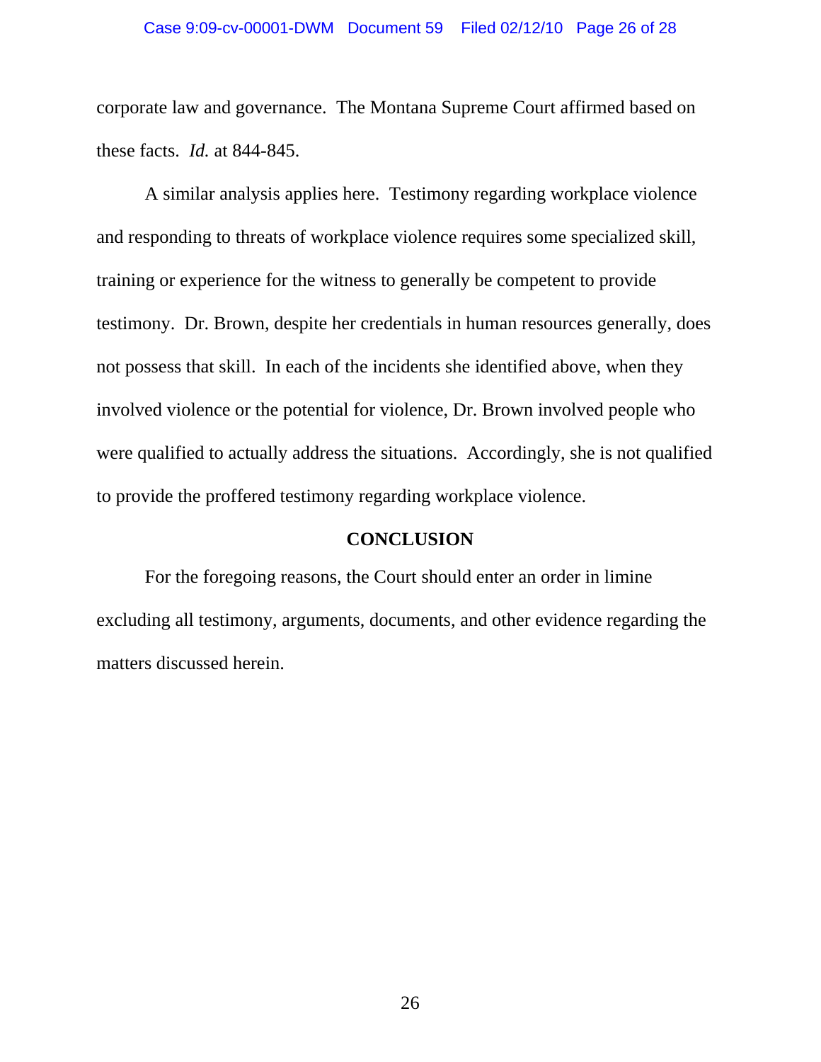corporate law and governance. The Montana Supreme Court affirmed based on these facts. *Id.* at 844-845.

A similar analysis applies here. Testimony regarding workplace violence and responding to threats of workplace violence requires some specialized skill, training or experience for the witness to generally be competent to provide testimony. Dr. Brown, despite her credentials in human resources generally, does not possess that skill. In each of the incidents she identified above, when they involved violence or the potential for violence, Dr. Brown involved people who were qualified to actually address the situations. Accordingly, she is not qualified to provide the proffered testimony regarding workplace violence.

## CONCLUSION

For the foregoing reasons, the Court should enter an order in limine excluding all testimony, arguments, documents, and other evidence regarding the matters discussed herein.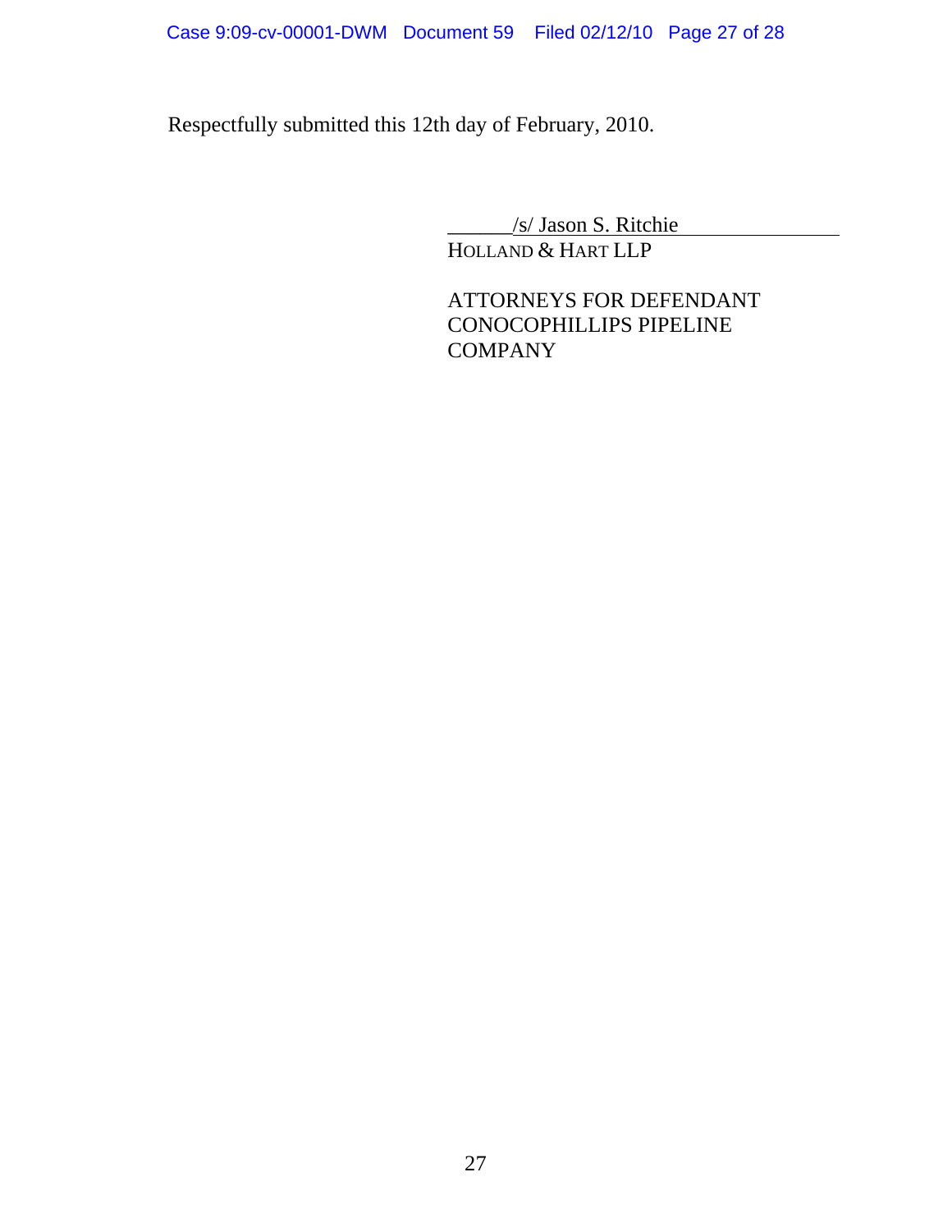Respectfully submitted this 12th day of February, 2010.

/s/ Jason S. Ritchie
HOLLAND & HART LLP

ATTORNEYS FOR DEFENDANT
CONOCOPHILLIPS PIPELINE
COMPANY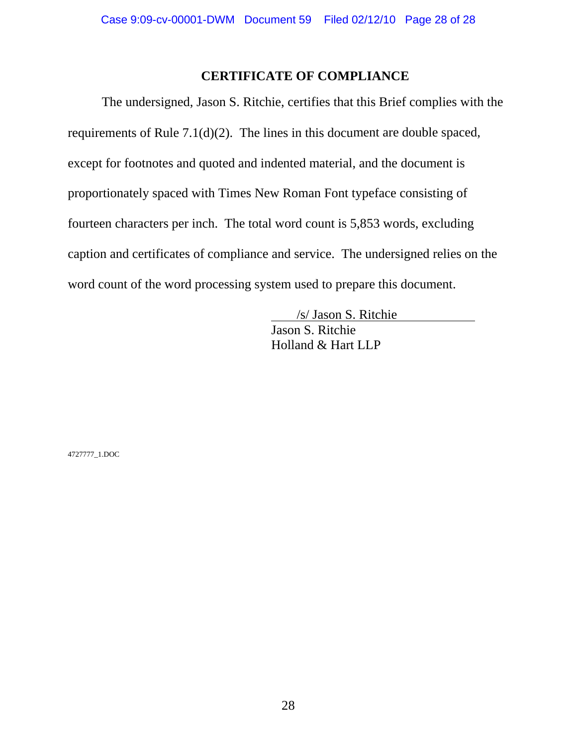## CERTIFICATE OF COMPLIANCE

The undersigned, Jason S. Ritchie, certifies that this Brief complies with the requirements of Rule 7.1(d)(2). The lines in this document are double spaced, except for footnotes and quoted and indented material, and the document is proportionately spaced with Times New Roman Font typeface consisting of fourteen characters per inch. The total word count is 5,853 words, excluding caption and certificates of compliance and service. The undersigned relies on the word count of the word processing system used to prepare this document.

/s/ Jason S. Ritchie
Jason S. Ritchie
Holland & Hart LLP

4727777_1.DOC